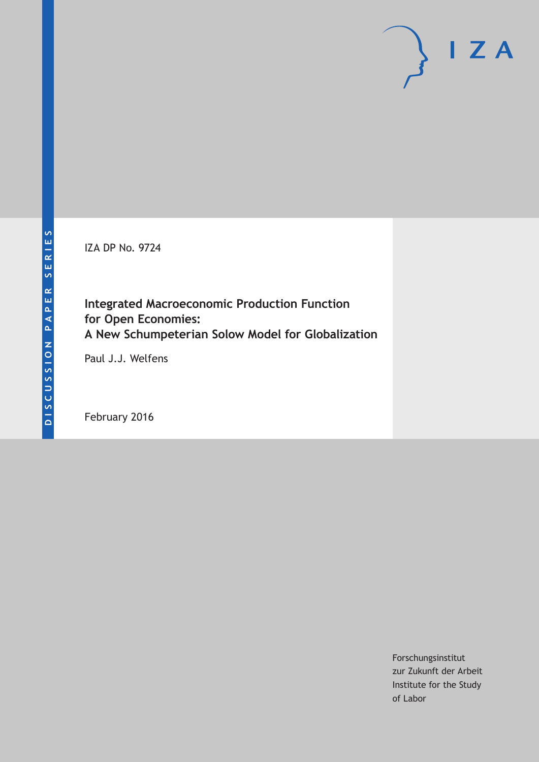DISCUSSION PAPER SERIES

IZA

IZA DP No. 9724

# Integrated Macroeconomic Production Function for Open Economies: A New Schumpeterian Solow Model for Globalization

Paul J.J. Welfens

February 2016

Forschungsinstitut
zur Zukunft der Arbeit
Institute for the Study
of Labor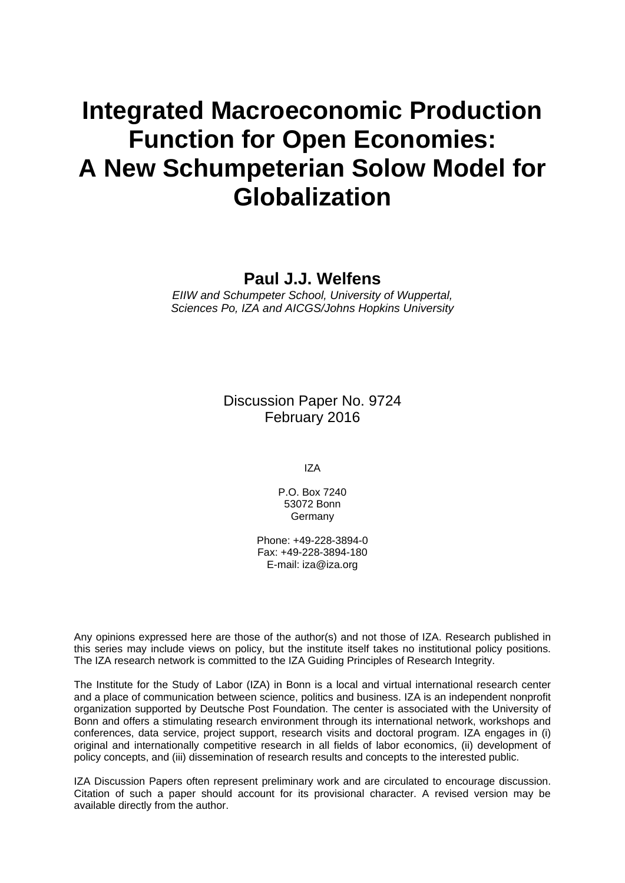# Integrated Macroeconomic Production Function for Open Economies: A New Schumpeterian Solow Model for Globalization

**Paul J.J. Welfens**

*EIIW and Schumpeter School, University of Wuppertal, Sciences Po, IZA and AICGS/Johns Hopkins University*

Discussion Paper No. 9724
February 2016

IZA

P.O. Box 7240
53072 Bonn
Germany

Phone: +49-228-3894-0
Fax: +49-228-3894-180
E-mail: iza@iza.org

Any opinions expressed here are those of the author(s) and not those of IZA. Research published in this series may include views on policy, but the institute itself takes no institutional policy positions. The IZA research network is committed to the IZA Guiding Principles of Research Integrity.

The Institute for the Study of Labor (IZA) in Bonn is a local and virtual international research center and a place of communication between science, politics and business. IZA is an independent nonprofit organization supported by Deutsche Post Foundation. The center is associated with the University of Bonn and offers a stimulating research environment through its international network, workshops and conferences, data service, project support, research visits and doctoral program. IZA engages in (i) original and internationally competitive research in all fields of labor economics, (ii) development of policy concepts, and (iii) dissemination of research results and concepts to the interested public.

IZA Discussion Papers often represent preliminary work and are circulated to encourage discussion. Citation of such a paper should account for its provisional character. A revised version may be available directly from the author.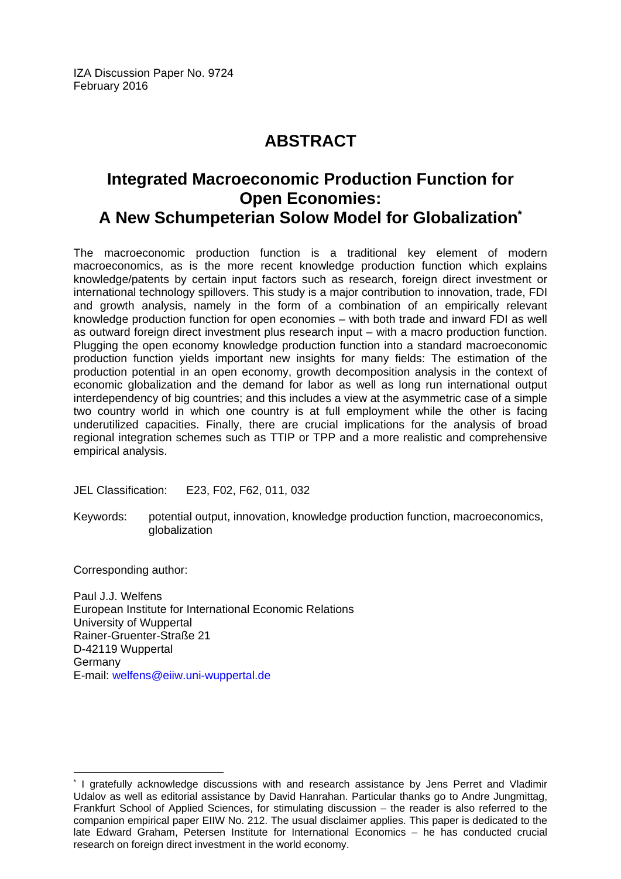IZA Discussion Paper No. 9724
February 2016

# ABSTRACT

## Integrated Macroeconomic Production Function for Open Economies: A New Schumpeterian Solow Model for Globalization*

The macroeconomic production function is a traditional key element of modern macroeconomics, as is the more recent knowledge production function which explains knowledge/patents by certain input factors such as research, foreign direct investment or international technology spillovers. This study is a major contribution to innovation, trade, FDI and growth analysis, namely in the form of a combination of an empirically relevant knowledge production function for open economies – with both trade and inward FDI as well as outward foreign direct investment plus research input – with a macro production function. Plugging the open economy knowledge production function into a standard macroeconomic production function yields important new insights for many fields: The estimation of the production potential in an open economy, growth decomposition analysis in the context of economic globalization and the demand for labor as well as long run international output interdependency of big countries; and this includes a view at the asymmetric case of a simple two country world in which one country is at full employment while the other is facing underutilized capacities. Finally, there are crucial implications for the analysis of broad regional integration schemes such as TTIP or TPP and a more realistic and comprehensive empirical analysis.

JEL Classification: E23, F02, F62, 011, 032

Keywords: potential output, innovation, knowledge production function, macroeconomics, globalization

Corresponding author:

Paul J.J. Welfens
European Institute for International Economic Relations
University of Wuppertal
Rainer-Gruenter-Straße 21
D-42119 Wuppertal
Germany
E-mail: welfens@eiiw.uni-wuppertal.de

---

* I gratefully acknowledge discussions with and research assistance by Jens Perret and Vladimir Udalov as well as editorial assistance by David Hanrahan. Particular thanks go to Andre Jungmittag, Frankfurt School of Applied Sciences, for stimulating discussion – the reader is also referred to the companion empirical paper EIIW No. 212. The usual disclaimer applies. This paper is dedicated to the late Edward Graham, Petersen Institute for International Economics – he has conducted crucial research on foreign direct investment in the world economy.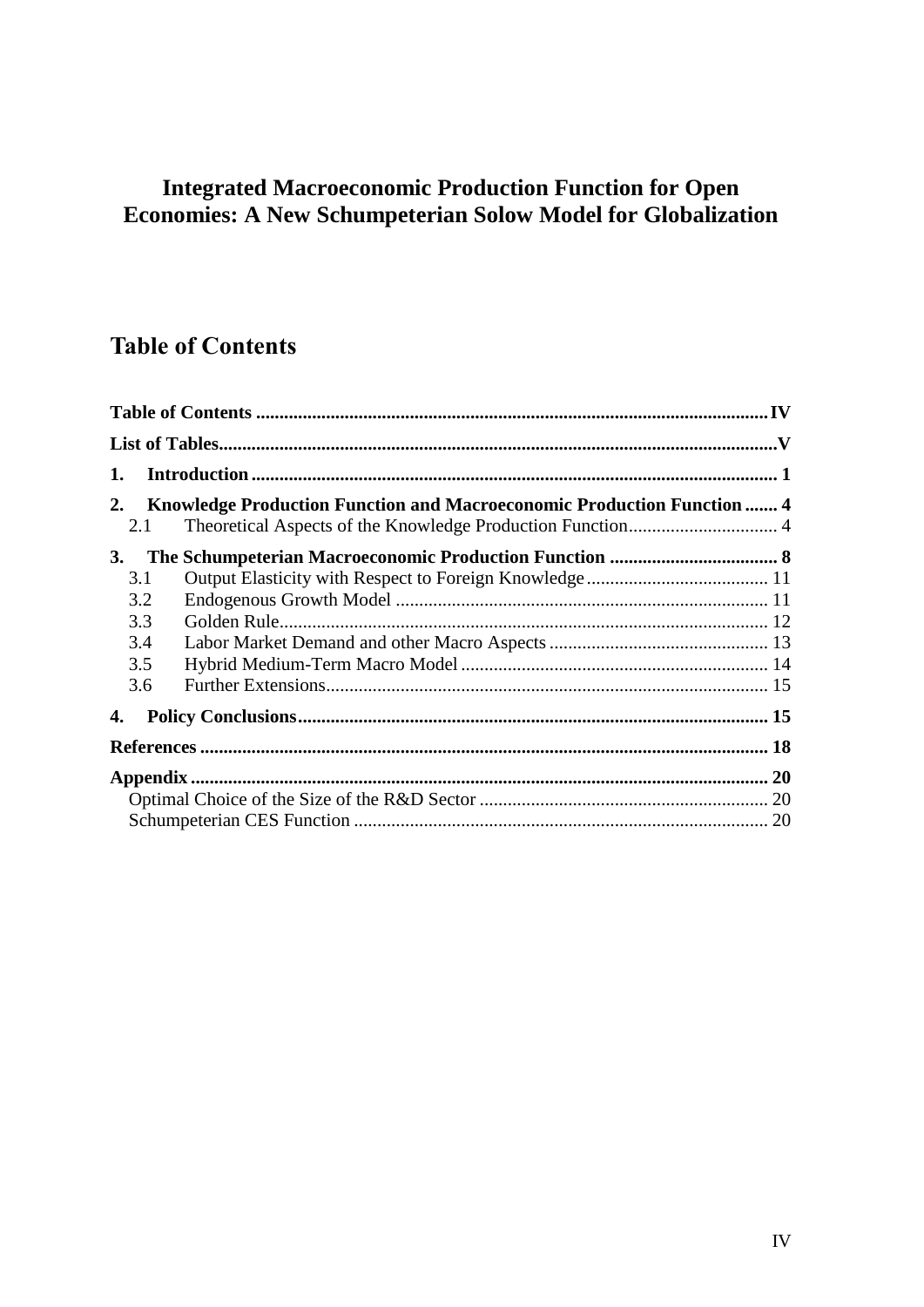# Integrated Macroeconomic Production Function for Open Economies: A New Schumpeterian Solow Model for Globalization

## Table of Contents

**Table of Contents** ............................................................ **IV**

**List of Tables** ............................................................ **V**

**1. Introduction** ............................................................ **1**

**2. Knowledge Production Function and Macroeconomic Production Function** ....... **4**

- 2.1 Theoretical Aspects of the Knowledge Production Function ................................ 4

**3. The Schumpeterian Macroeconomic Production Function** .................................... **8**

- 3.1 Output Elasticity with Respect to Foreign Knowledge ....................................... 11
- 3.2 Endogenous Growth Model ............................................................ 11
- 3.3 Golden Rule ............................................................ 12
- 3.4 Labor Market Demand and other Macro Aspects ............................................... 13
- 3.5 Hybrid Medium-Term Macro Model ............................................................ 14
- 3.6 Further Extensions ............................................................ 15

**4. Policy Conclusions** ............................................................ **15**

**References** ............................................................ **18**

**Appendix** ............................................................ **20**

- Optimal Choice of the Size of the R&D Sector ............................................................ 20
- Schumpeterian CES Function ............................................................ 20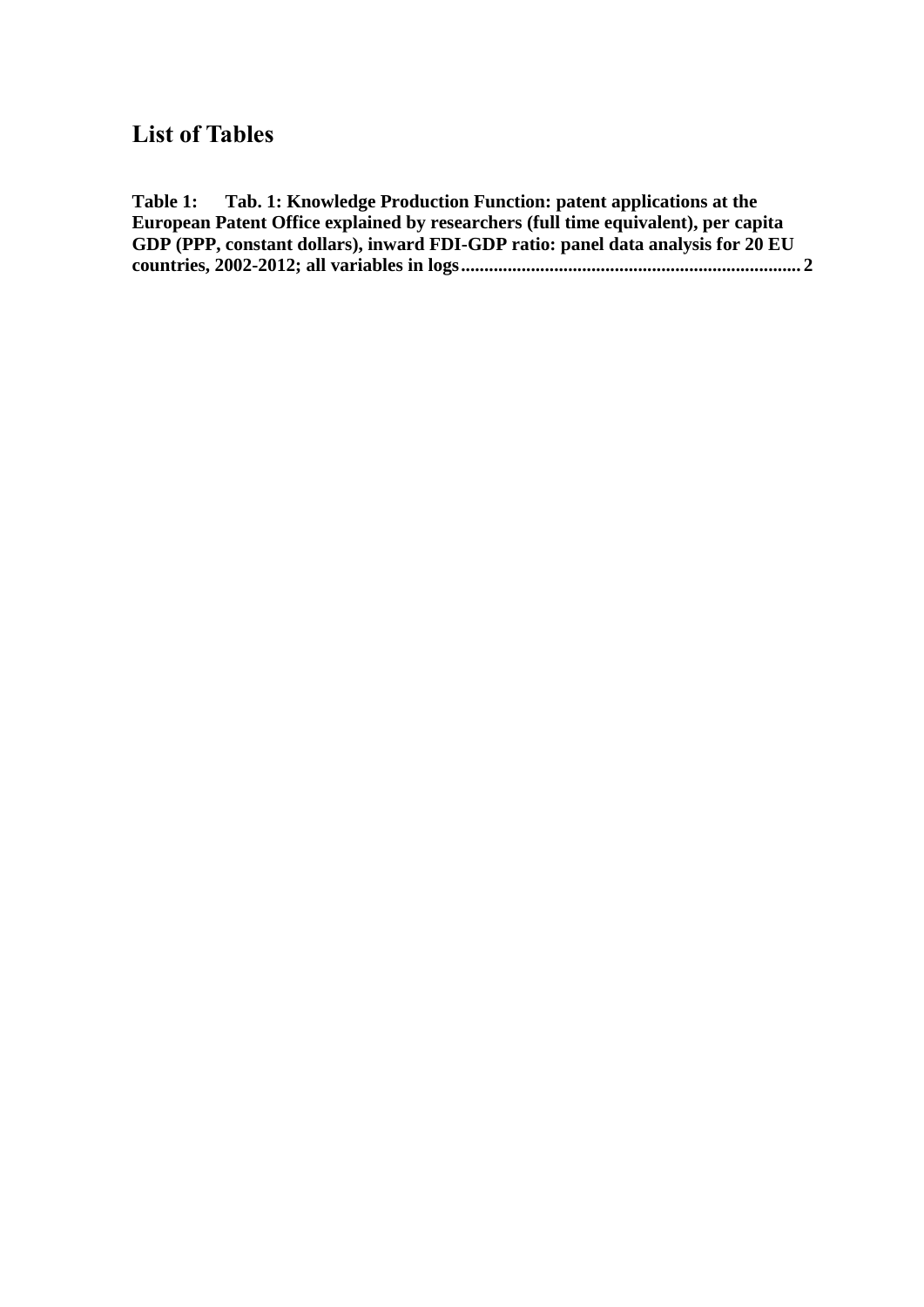# List of Tables

**Table 1: Tab. 1: Knowledge Production Function: patent applications at the European Patent Office explained by researchers (full time equivalent), per capita GDP (PPP, constant dollars), inward FDI-GDP ratio: panel data analysis for 20 EU countries, 2002-2012; all variables in logs........................................................................ 2**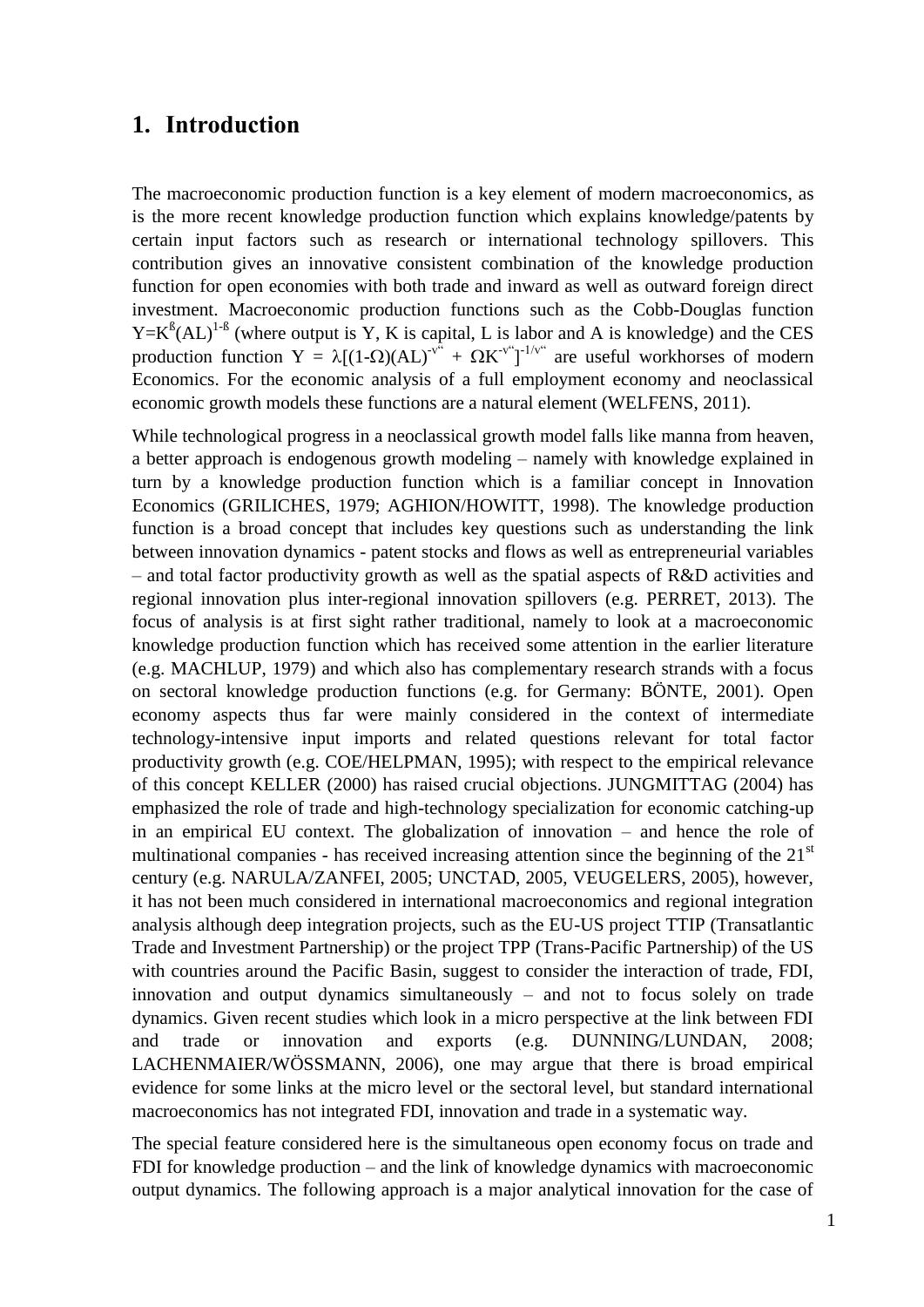## 1. Introduction

The macroeconomic production function is a key element of modern macroeconomics, as is the more recent knowledge production function which explains knowledge/patents by certain input factors such as research or international technology spillovers. This contribution gives an innovative consistent combination of the knowledge production function for open economies with both trade and inward as well as outward foreign direct investment. Macroeconomic production functions such as the Cobb-Douglas function $Y=K^{ß}(AL)^{1-ß}$ (where output is Y, K is capital, L is labor and A is knowledge) and the CES production function $Y = \lambda[(1-\Omega)(AL)^{-v''} + \Omega K^{-v''}]^{-1/v''}$ are useful workhorses of modern Economics. For the economic analysis of a full employment economy and neoclassical economic growth models these functions are a natural element (WELFENS, 2011).

While technological progress in a neoclassical growth model falls like manna from heaven, a better approach is endogenous growth modeling – namely with knowledge explained in turn by a knowledge production function which is a familiar concept in Innovation Economics (GRILICHES, 1979; AGHION/HOWITT, 1998). The knowledge production function is a broad concept that includes key questions such as understanding the link between innovation dynamics - patent stocks and flows as well as entrepreneurial variables – and total factor productivity growth as well as the spatial aspects of R&D activities and regional innovation plus inter-regional innovation spillovers (e.g. PERRET, 2013). The focus of analysis is at first sight rather traditional, namely to look at a macroeconomic knowledge production function which has received some attention in the earlier literature (e.g. MACHLUP, 1979) and which also has complementary research strands with a focus on sectoral knowledge production functions (e.g. for Germany: BÖNTE, 2001). Open economy aspects thus far were mainly considered in the context of intermediate technology-intensive input imports and related questions relevant for total factor productivity growth (e.g. COE/HELPMAN, 1995); with respect to the empirical relevance of this concept KELLER (2000) has raised crucial objections. JUNGMITTAG (2004) has emphasized the role of trade and high-technology specialization for economic catching-up in an empirical EU context. The globalization of innovation – and hence the role of multinational companies - has received increasing attention since the beginning of the 21st century (e.g. NARULA/ZANFEI, 2005; UNCTAD, 2005, VEUGELERS, 2005), however, it has not been much considered in international macroeconomics and regional integration analysis although deep integration projects, such as the EU-US project TTIP (Transatlantic Trade and Investment Partnership) or the project TPP (Trans-Pacific Partnership) of the US with countries around the Pacific Basin, suggest to consider the interaction of trade, FDI, innovation and output dynamics simultaneously – and not to focus solely on trade dynamics. Given recent studies which look in a micro perspective at the link between FDI and trade or innovation and exports (e.g. DUNNING/LUNDAN, 2008; LACHENMAIER/WÖSSMANN, 2006), one may argue that there is broad empirical evidence for some links at the micro level or the sectoral level, but standard international macroeconomics has not integrated FDI, innovation and trade in a systematic way.

The special feature considered here is the simultaneous open economy focus on trade and FDI for knowledge production – and the link of knowledge dynamics with macroeconomic output dynamics. The following approach is a major analytical innovation for the case of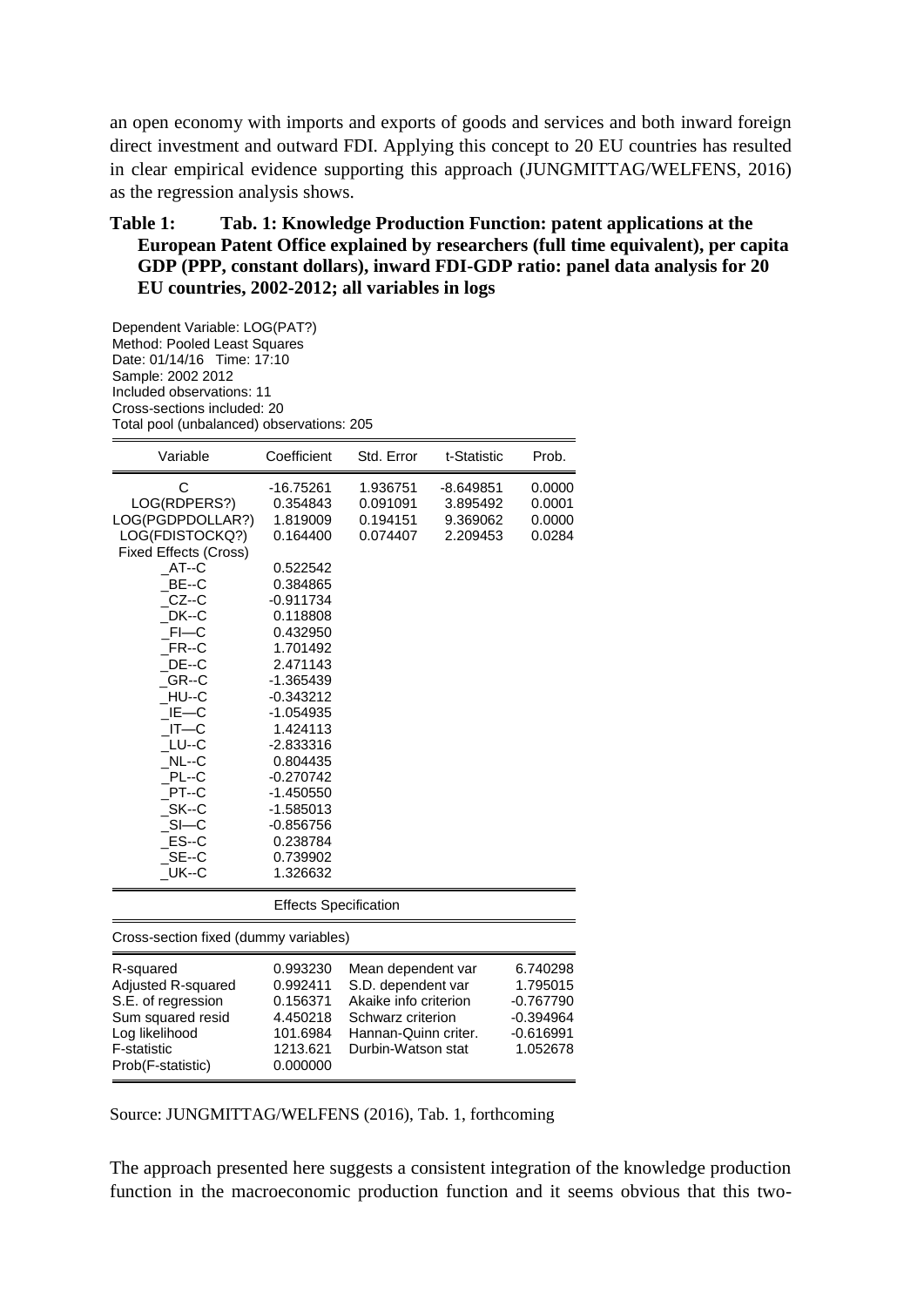an open economy with imports and exports of goods and services and both inward foreign direct investment and outward FDI. Applying this concept to 20 EU countries has resulted in clear empirical evidence supporting this approach (JUNGMITTAG/WELFENS, 2016) as the regression analysis shows.

**Table 1: Tab. 1: Knowledge Production Function: patent applications at the European Patent Office explained by researchers (full time equivalent), per capita GDP (PPP, constant dollars), inward FDI-GDP ratio: panel data analysis for 20 EU countries, 2002-2012; all variables in logs**

Dependent Variable: LOG(PAT?)
Method: Pooled Least Squares
Date: 01/14/16 Time: 17:10
Sample: 2002 2012
Included observations: 11
Cross-sections included: 20
Total pool (unbalanced) observations: 205

| Variable | Coefficient | Std. Error | t-Statistic | Prob. |
|---|---|---|---|---|
| C | -16.75261 | 1.936751 | -8.649851 | 0.0000 |
| LOG(RDPERS?) | 0.354843 | 0.091091 | 3.895492 | 0.0001 |
| LOG(PGDPDOLLAR?) | 1.819009 | 0.194151 | 9.369062 | 0.0000 |
| LOG(FDISTOCKQ?) | 0.164400 | 0.074407 | 2.209453 | 0.0284 |
| Fixed Effects (Cross) | | | | |
| _AT--C | 0.522542 | | | |
| _BE--C | 0.384865 | | | |
| _CZ--C | -0.911734 | | | |
| _DK--C | 0.118808 | | | |
| _FI—C | 0.432950 | | | |
| _FR--C | 1.701492 | | | |
| _DE--C | 2.471143 | | | |
| _GR--C | -1.365439 | | | |
| _HU--C | -0.343212 | | | |
| _IE—C | -1.054935 | | | |
| _IT—C | 1.424113 | | | |
| _LU--C | -2.833316 | | | |
| _NL--C | 0.804435 | | | |
| _PL--C | -0.270742 | | | |
| _PT--C | -1.450550 | | | |
| _SK--C | -1.585013 | | | |
| _SI—C | -0.856756 | | | |
| _ES--C | 0.238784 | | | |
| _SE--C | 0.739902 | | | |
| _UK--C | 1.326632 | | | |

Effects Specification

Cross-section fixed (dummy variables)

| | | | |
|---|---|---|---|
| R-squared | 0.993230 | Mean dependent var | 6.740298 |
| Adjusted R-squared | 0.992411 | S.D. dependent var | 1.795015 |
| S.E. of regression | 0.156371 | Akaike info criterion | -0.767790 |
| Sum squared resid | 4.450218 | Schwarz criterion | -0.394964 |
| Log likelihood | 101.6984 | Hannan-Quinn criter. | -0.616991 |
| F-statistic | 1213.621 | Durbin-Watson stat | 1.052678 |
| Prob(F-statistic) | 0.000000 | | |

Source: JUNGMITTAG/WELFENS (2016), Tab. 1, forthcoming

The approach presented here suggests a consistent integration of the knowledge production function in the macroeconomic production function and it seems obvious that this two-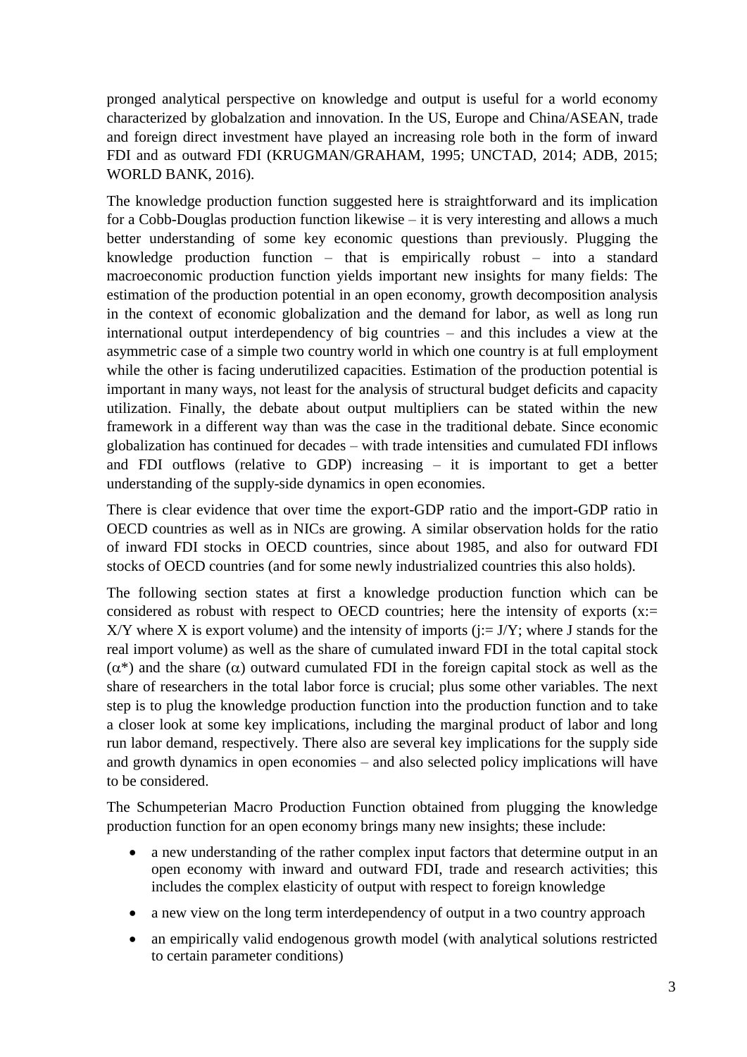pronged analytical perspective on knowledge and output is useful for a world economy characterized by globalzation and innovation. In the US, Europe and China/ASEAN, trade and foreign direct investment have played an increasing role both in the form of inward FDI and as outward FDI (KRUGMAN/GRAHAM, 1995; UNCTAD, 2014; ADB, 2015; WORLD BANK, 2016).

The knowledge production function suggested here is straightforward and its implication for a Cobb-Douglas production function likewise – it is very interesting and allows a much better understanding of some key economic questions than previously. Plugging the knowledge production function – that is empirically robust – into a standard macroeconomic production function yields important new insights for many fields: The estimation of the production potential in an open economy, growth decomposition analysis in the context of economic globalization and the demand for labor, as well as long run international output interdependency of big countries – and this includes a view at the asymmetric case of a simple two country world in which one country is at full employment while the other is facing underutilized capacities. Estimation of the production potential is important in many ways, not least for the analysis of structural budget deficits and capacity utilization. Finally, the debate about output multipliers can be stated within the new framework in a different way than was the case in the traditional debate. Since economic globalization has continued for decades – with trade intensities and cumulated FDI inflows and FDI outflows (relative to GDP) increasing – it is important to get a better understanding of the supply-side dynamics in open economies.

There is clear evidence that over time the export-GDP ratio and the import-GDP ratio in OECD countries as well as in NICs are growing. A similar observation holds for the ratio of inward FDI stocks in OECD countries, since about 1985, and also for outward FDI stocks of OECD countries (and for some newly industrialized countries this also holds).

The following section states at first a knowledge production function which can be considered as robust with respect to OECD countries; here the intensity of exports ($x := X/Y$ where X is export volume) and the intensity of imports ($j := J/Y$; where J stands for the real import volume) as well as the share of cumulated inward FDI in the total capital stock ($\alpha^*$) and the share ($\alpha$) outward cumulated FDI in the foreign capital stock as well as the share of researchers in the total labor force is crucial; plus some other variables. The next step is to plug the knowledge production function into the production function and to take a closer look at some key implications, including the marginal product of labor and long run labor demand, respectively. There also are several key implications for the supply side and growth dynamics in open economies – and also selected policy implications will have to be considered.

The Schumpeterian Macro Production Function obtained from plugging the knowledge production function for an open economy brings many new insights; these include:

- a new understanding of the rather complex input factors that determine output in an open economy with inward and outward FDI, trade and research activities; this includes the complex elasticity of output with respect to foreign knowledge
- a new view on the long term interdependency of output in a two country approach
- an empirically valid endogenous growth model (with analytical solutions restricted to certain parameter conditions)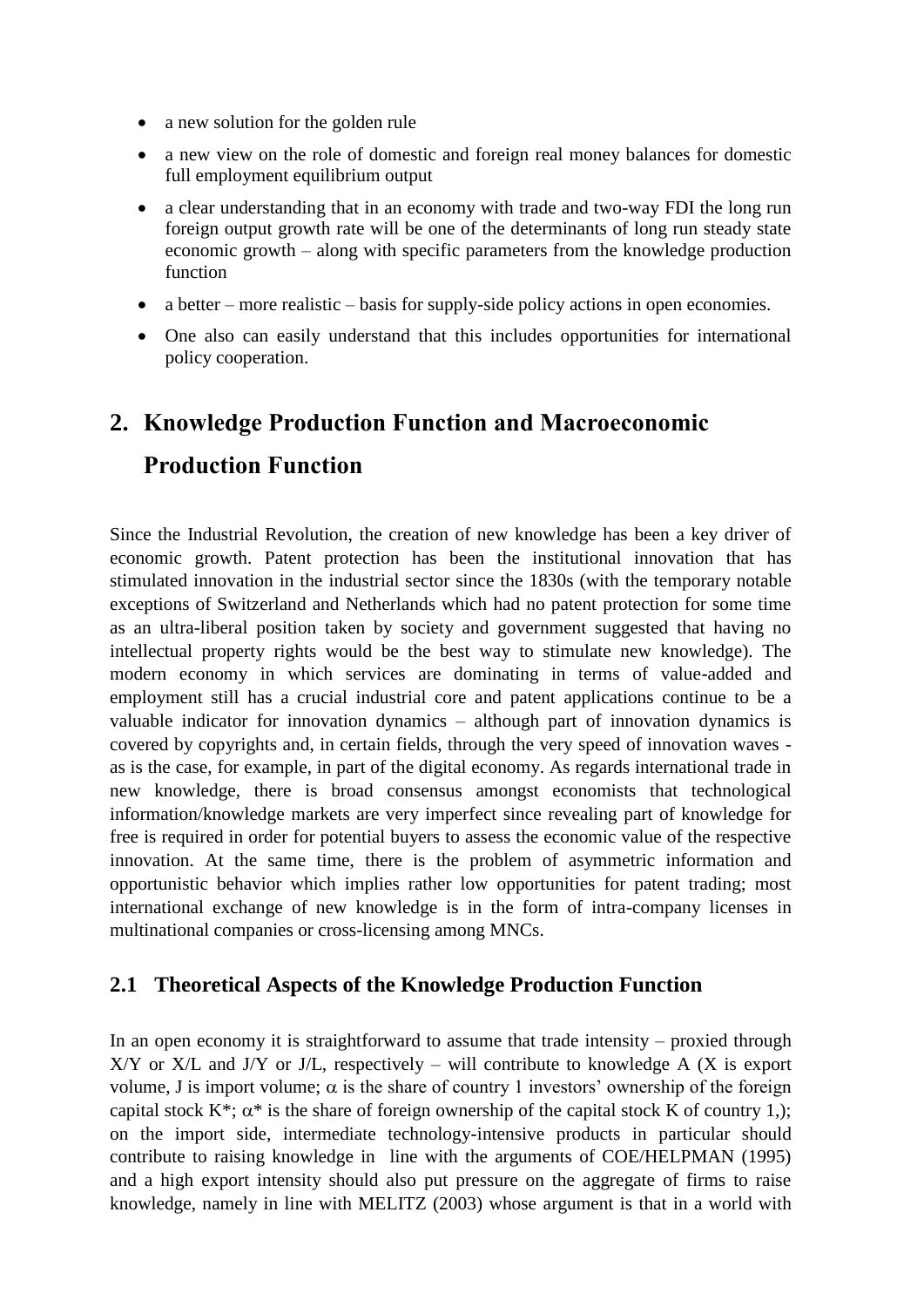- a new solution for the golden rule
- a new view on the role of domestic and foreign real money balances for domestic full employment equilibrium output
- a clear understanding that in an economy with trade and two-way FDI the long run foreign output growth rate will be one of the determinants of long run steady state economic growth – along with specific parameters from the knowledge production function
- a better – more realistic – basis for supply-side policy actions in open economies.
- One also can easily understand that this includes opportunities for international policy cooperation.

## 2. Knowledge Production Function and Macroeconomic Production Function

Since the Industrial Revolution, the creation of new knowledge has been a key driver of economic growth. Patent protection has been the institutional innovation that has stimulated innovation in the industrial sector since the 1830s (with the temporary notable exceptions of Switzerland and Netherlands which had no patent protection for some time as an ultra-liberal position taken by society and government suggested that having no intellectual property rights would be the best way to stimulate new knowledge). The modern economy in which services are dominating in terms of value-added and employment still has a crucial industrial core and patent applications continue to be a valuable indicator for innovation dynamics – although part of innovation dynamics is covered by copyrights and, in certain fields, through the very speed of innovation waves - as is the case, for example, in part of the digital economy. As regards international trade in new knowledge, there is broad consensus amongst economists that technological information/knowledge markets are very imperfect since revealing part of knowledge for free is required in order for potential buyers to assess the economic value of the respective innovation. At the same time, there is the problem of asymmetric information and opportunistic behavior which implies rather low opportunities for patent trading; most international exchange of new knowledge is in the form of intra-company licenses in multinational companies or cross-licensing among MNCs.

### 2.1 Theoretical Aspects of the Knowledge Production Function

In an open economy it is straightforward to assume that trade intensity – proxied through $X/Y$ or $X/L$ and $J/Y$ or $J/L$, respectively – will contribute to knowledge A (X is export volume, J is import volume; $\alpha$ is the share of country 1 investors' ownership of the foreign capital stock $K^*$; $\alpha^*$ is the share of foreign ownership of the capital stock K of country 1,); on the import side, intermediate technology-intensive products in particular should contribute to raising knowledge in line with the arguments of COE/HELPMAN (1995) and a high export intensity should also put pressure on the aggregate of firms to raise knowledge, namely in line with MELITZ (2003) whose argument is that in a world with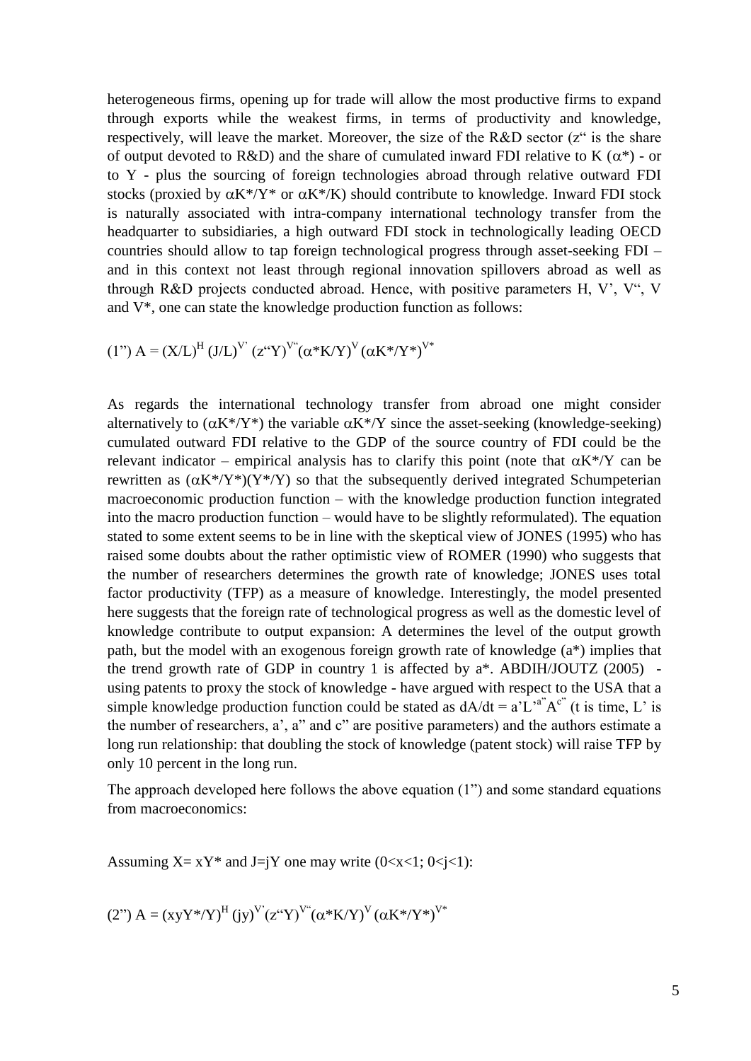heterogeneous firms, opening up for trade will allow the most productive firms to expand through exports while the weakest firms, in terms of productivity and knowledge, respectively, will leave the market. Moreover, the size of the R&D sector (z" is the share of output devoted to R&D) and the share of cumulated inward FDI relative to K ($\alpha^*$) - or to Y - plus the sourcing of foreign technologies abroad through relative outward FDI stocks (proxied by $\alpha K^*/Y^*$ or $\alpha K^*/K$) should contribute to knowledge. Inward FDI stock is naturally associated with intra-company international technology transfer from the headquarter to subsidiaries, a high outward FDI stock in technologically leading OECD countries should allow to tap foreign technological progress through asset-seeking FDI – and in this context not least through regional innovation spillovers abroad as well as through R&D projects conducted abroad. Hence, with positive parameters H, V', V", V and V*, one can state the knowledge production function as follows:

$$(1") \ A = (X/L)^{H} \, (J/L)^{V'} \, (z"Y)^{V"} (\alpha^* K/Y)^{V} \, (\alpha K^*/Y^*)^{V^*}$$

As regards the international technology transfer from abroad one might consider alternatively to ($\alpha K^*/Y^*$) the variable $\alpha K^*/Y$ since the asset-seeking (knowledge-seeking) cumulated outward FDI relative to the GDP of the source country of FDI could be the relevant indicator – empirical analysis has to clarify this point (note that $\alpha K^*/Y$ can be rewritten as $(\alpha K^*/Y^*)(Y^*/Y)$ so that the subsequently derived integrated Schumpeterian macroeconomic production function – with the knowledge production function integrated into the macro production function – would have to be slightly reformulated). The equation stated to some extent seems to be in line with the skeptical view of JONES (1995) who has raised some doubts about the rather optimistic view of ROMER (1990) who suggests that the number of researchers determines the growth rate of knowledge; JONES uses total factor productivity (TFP) as a measure of knowledge. Interestingly, the model presented here suggests that the foreign rate of technological progress as well as the domestic level of knowledge contribute to output expansion: A determines the level of the output growth path, but the model with an exogenous foreign growth rate of knowledge (a*) implies that the trend growth rate of GDP in country 1 is affected by a*. ABDIH/JOUTZ (2005) - using patents to proxy the stock of knowledge - have argued with respect to the USA that a simple knowledge production function could be stated as $dA/dt = a' L'^{a"} A^{c"}$ (t is time, L' is the number of researchers, a', a" and c" are positive parameters) and the authors estimate a long run relationship: that doubling the stock of knowledge (patent stock) will raise TFP by only 10 percent in the long run.

The approach developed here follows the above equation (1") and some standard equations from macroeconomics:

Assuming $X = xY^*$ and $J = jY$ one may write ($0<x<1$; $0<j<1$):

$$(2") \ A = (xyY^*/Y)^{H} \, (jy)^{V'} (z"Y)^{V"} (\alpha^* K/Y)^{V} \, (\alpha K^*/Y^*)^{V^*}$$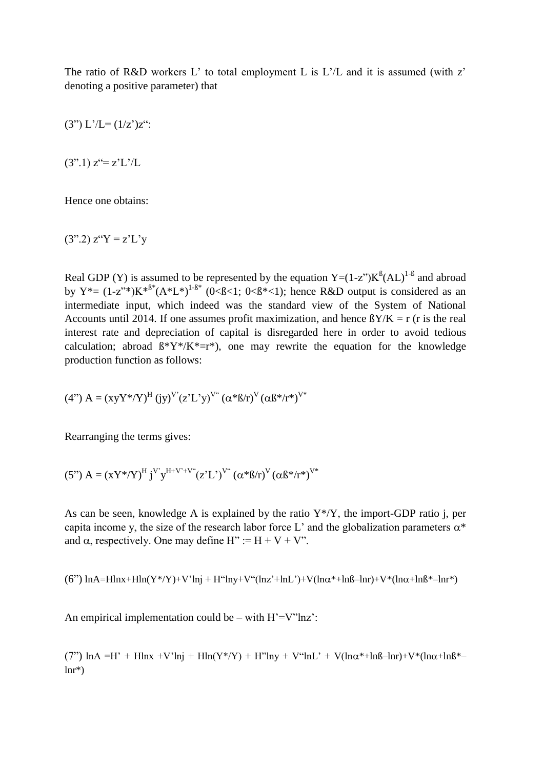The ratio of R&D workers L' to total employment L is L'/L and it is assumed (with z' denoting a positive parameter) that

$$(3'') \quad L'/L = (1/z')z'':$$

$$(3''.1) \quad z'' = z'L'/L$$

Hence one obtains:

$$(3''.2) \quad z''Y = z'L'y$$

Real GDP (Y) is assumed to be represented by the equation $Y=(1-z'')K^{ß}(AL)^{1-ß}$ and abroad by $Y^{*}= (1-z''^{*})K^{*ß^{*}}(A^{*}L^{*})^{1-ß^{*}}$ ($0<ß<1$; $0<ß^{*}<1$); hence R&D output is considered as an intermediate input, which indeed was the standard view of the System of National Accounts until 2014. If one assumes profit maximization, and hence $ßY/K = r$ (r is the real interest rate and depreciation of capital is disregarded here in order to avoid tedious calculation; abroad $ß^{*}Y^{*}/K^{*}=r^{*}$), one may rewrite the equation for the knowledge production function as follows:

$$(4'') \quad A = (xyY^{*}/Y)^{H} (jy)^{V'}(z'L'y)^{V''} (\alpha^{*}ß/r)^{V} (\alpha ß^{*}/r^{*})^{V^{*}}$$

Rearranging the terms gives:

$$(5'') \quad A = (xY^{*}/Y)^{H} j^{V'} y^{H+V'+V''}(z'L')^{V''} (\alpha^{*}ß/r)^{V} (\alpha ß^{*}/r^{*})^{V^{*}}$$

As can be seen, knowledge A is explained by the ratio $Y^{*}/Y$, the import-GDP ratio j, per capita income y, the size of the research labor force L' and the globalization parameters $\alpha^{*}$ and $\alpha$, respectively. One may define $H'' := H + V + V''$.

$$(6'') \quad \ln A=H\ln x+H\ln(Y^{*}/Y)+V'\ln j + H''\ln y+V''(\ln z'+\ln L')+V(\ln\alpha^{*}+\ln ß-\ln r)+V^{*}(\ln\alpha+\ln ß^{*}-\ln r^{*})$$

An empirical implementation could be – with $H'=V''\ln z'$:

$$(7'') \quad \ln A = H' + H\ln x + V'\ln j + H\ln(Y^{*}/Y) + H''\ln y + V''\ln L' + V(\ln\alpha^{*}+\ln ß-\ln r)+V^{*}(\ln\alpha+\ln ß^{*}-\ln r^{*})$$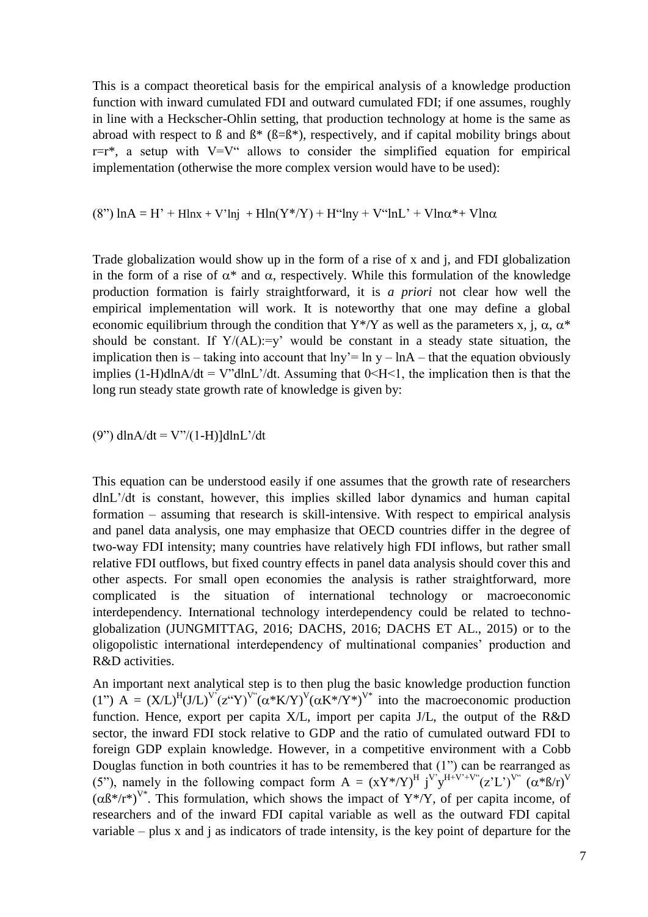This is a compact theoretical basis for the empirical analysis of a knowledge production function with inward cumulated FDI and outward cumulated FDI; if one assumes, roughly in line with a Heckscher-Ohlin setting, that production technology at home is the same as abroad with respect to ß and ß* (ß=ß*), respectively, and if capital mobility brings about r=r*, a setup with V=V" allows to consider the simplified equation for empirical implementation (otherwise the more complex version would have to be used):

$$(8\text{''})\ \ln A = H' + H\ln x + V'\ln j + H\ln(Y^*/Y) + H\text{“}\ln y + V\text{“}\ln L' + V\ln\alpha^* + V\ln\alpha$$

Trade globalization would show up in the form of a rise of x and j, and FDI globalization in the form of a rise of $\alpha^*$ and $\alpha$, respectively. While this formulation of the knowledge production formation is fairly straightforward, it is *a priori* not clear how well the empirical implementation will work. It is noteworthy that one may define a global economic equilibrium through the condition that Y*/Y as well as the parameters x, j, $\alpha$, $\alpha^*$ should be constant. If Y/(AL):=y' would be constant in a steady state situation, the implication then is – taking into account that lny'= ln y – lnA – that the equation obviously implies (1-H)dlnA/dt = V"dlnL'/dt. Assuming that 0<H<1, the implication then is that the long run steady state growth rate of knowledge is given by:

$$(9\text{''})\ d\ln A/dt = V\text{''}/(1-H)]d\ln L'/dt$$

This equation can be understood easily if one assumes that the growth rate of researchers dlnL'/dt is constant, however, this implies skilled labor dynamics and human capital formation – assuming that research is skill-intensive. With respect to empirical analysis and panel data analysis, one may emphasize that OECD countries differ in the degree of two-way FDI intensity; many countries have relatively high FDI inflows, but rather small relative FDI outflows, but fixed country effects in panel data analysis should cover this and other aspects. For small open economies the analysis is rather straightforward, more complicated is the situation of international technology or macroeconomic interdependency. International technology interdependency could be related to techno-globalization (JUNGMITTAG, 2016; DACHS, 2016; DACHS ET AL., 2015) or to the oligopolistic international interdependency of multinational companies' production and R&D activities.

An important next analytical step is to then plug the basic knowledge production function (1") $A = (X/L)^H(J/L)^{V'}(z\text{“}Y)^{V\text{“}}(\alpha^*K/Y)^V(\alpha K^*/Y^*)^{V^*}$ into the macroeconomic production function. Hence, export per capita X/L, import per capita J/L, the output of the R&D sector, the inward FDI stock relative to GDP and the ratio of cumulated outward FDI to foreign GDP explain knowledge. However, in a competitive environment with a Cobb Douglas function in both countries it has to be remembered that (1") can be rearranged as (5"), namely in the following compact form $A = (xY^*/Y)^H\, j^{V'} y^{H+V'+V\text{“}}(z'L')^{V\text{“}}\, (\alpha^*ß/r)^V$ $(\alpha ß^*/r^*)^{V^*}$. This formulation, which shows the impact of Y*/Y, of per capita income, of researchers and of the inward FDI capital variable as well as the outward FDI capital variable – plus x and j as indicators of trade intensity, is the key point of departure for the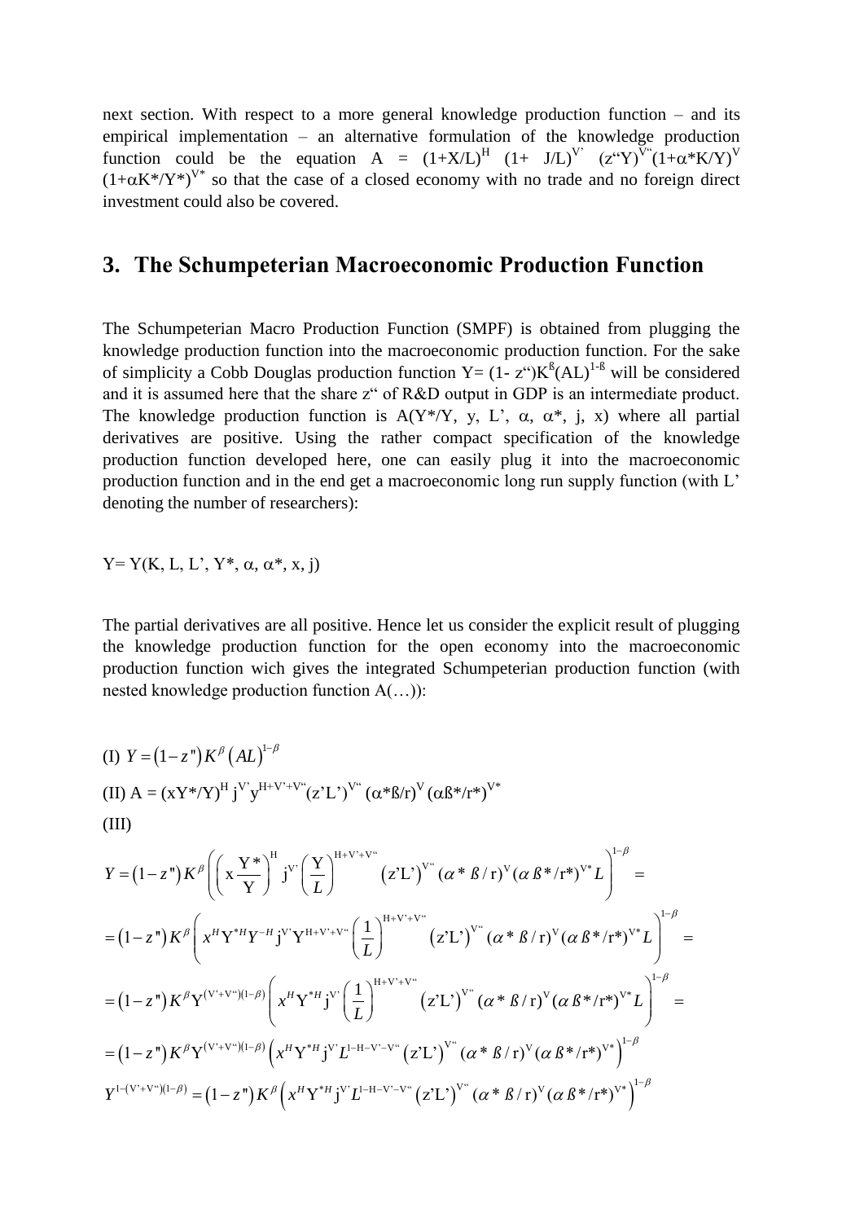next section. With respect to a more general knowledge production function – and its empirical implementation – an alternative formulation of the knowledge production function could be the equation $A = (1+X/L)^{H}\ (1+ J/L)^{V'}\ (z\text{``}Y)^{V\text{``}}(1+\alpha^{*}K/Y)^{V}\ (1+\alpha K^{*}/Y^{*})^{V^{*}}$ so that the case of a closed economy with no trade and no foreign direct investment could also be covered.

## 3. The Schumpeterian Macroeconomic Production Function

The Schumpeterian Macro Production Function (SMPF) is obtained from plugging the knowledge production function into the macroeconomic production function. For the sake of simplicity a Cobb Douglas production function $Y= (1- z\text{``})K^{ß}(AL)^{1-ß}$ will be considered and it is assumed here that the share z“ of R&D output in GDP is an intermediate product. The knowledge production function is $A(Y^{*}/Y, y, L', \alpha, \alpha^{*}, j, x)$ where all partial derivatives are positive. Using the rather compact specification of the knowledge production function developed here, one can easily plug it into the macroeconomic production function and in the end get a macroeconomic long run supply function (with L’ denoting the number of researchers):

$$Y= Y(K, L, L', Y^{*}, \alpha, \alpha^{*}, x, j)$$

The partial derivatives are all positive. Hence let us consider the explicit result of plugging the knowledge production function for the open economy into the macroeconomic production function wich gives the integrated Schumpeterian production function (with nested knowledge production function A(…)):

(I) $Y = (1-z\text{"})K^{\beta}(AL)^{1-\beta}$

(II) $A = (xY^{*}/Y)^{H}\, j^{V'}\, y^{H+V'+V\text{``}}(z'L')^{V\text{``}}\, (\alpha^{*}ß/r)^{V}\, (\alpha ß^{*}/r^{*})^{V^{*}}$

(III)

$$Y = (1-z\text{"})K^{\beta}\left(\left(x\frac{Y^{*}}{Y}\right)^{H} j^{V'}\left(\frac{Y}{L}\right)^{H+V'+V\text{``}}(z'L')^{V\text{``}}(\alpha^{*}ß/r)^{V}(\alpha ß^{*}/r^{*})^{V^{*}}L\right)^{1-\beta} =$$

$$= (1-z\text{"})K^{\beta}\left(x^{H}Y^{*H}Y^{-H}j^{V'}Y^{H+V'+V\text{``}}\left(\frac{1}{L}\right)^{H+V'+V\text{``}}(z'L')^{V\text{``}}(\alpha^{*}ß/r)^{V}(\alpha ß^{*}/r^{*})^{V^{*}}L\right)^{1-\beta} =$$

$$= (1-z\text{"})K^{\beta}Y^{(V'+V\text{``})(1-\beta)}\left(x^{H}Y^{*H}j^{V'}\left(\frac{1}{L}\right)^{H+V'+V\text{``}}(z'L')^{V\text{``}}(\alpha^{*}ß/r)^{V}(\alpha ß^{*}/r^{*})^{V^{*}}L\right)^{1-\beta} =$$

$$= (1-z\text{"})K^{\beta}Y^{(V'+V\text{``})(1-\beta)}\left(x^{H}Y^{*H}j^{V'}L^{1-H-V'-V\text{``}}(z'L')^{V\text{``}}(\alpha^{*}ß/r)^{V}(\alpha ß^{*}/r^{*})^{V^{*}}\right)^{1-\beta}$$

$$Y^{1-(V'+V\text{``})(1-\beta)} = (1-z\text{"})K^{\beta}\left(x^{H}Y^{*H}j^{V'}L^{1-H-V'-V\text{``}}(z'L')^{V\text{``}}(\alpha^{*}ß/r)^{V}(\alpha ß^{*}/r^{*})^{V^{*}}\right)^{1-\beta}$$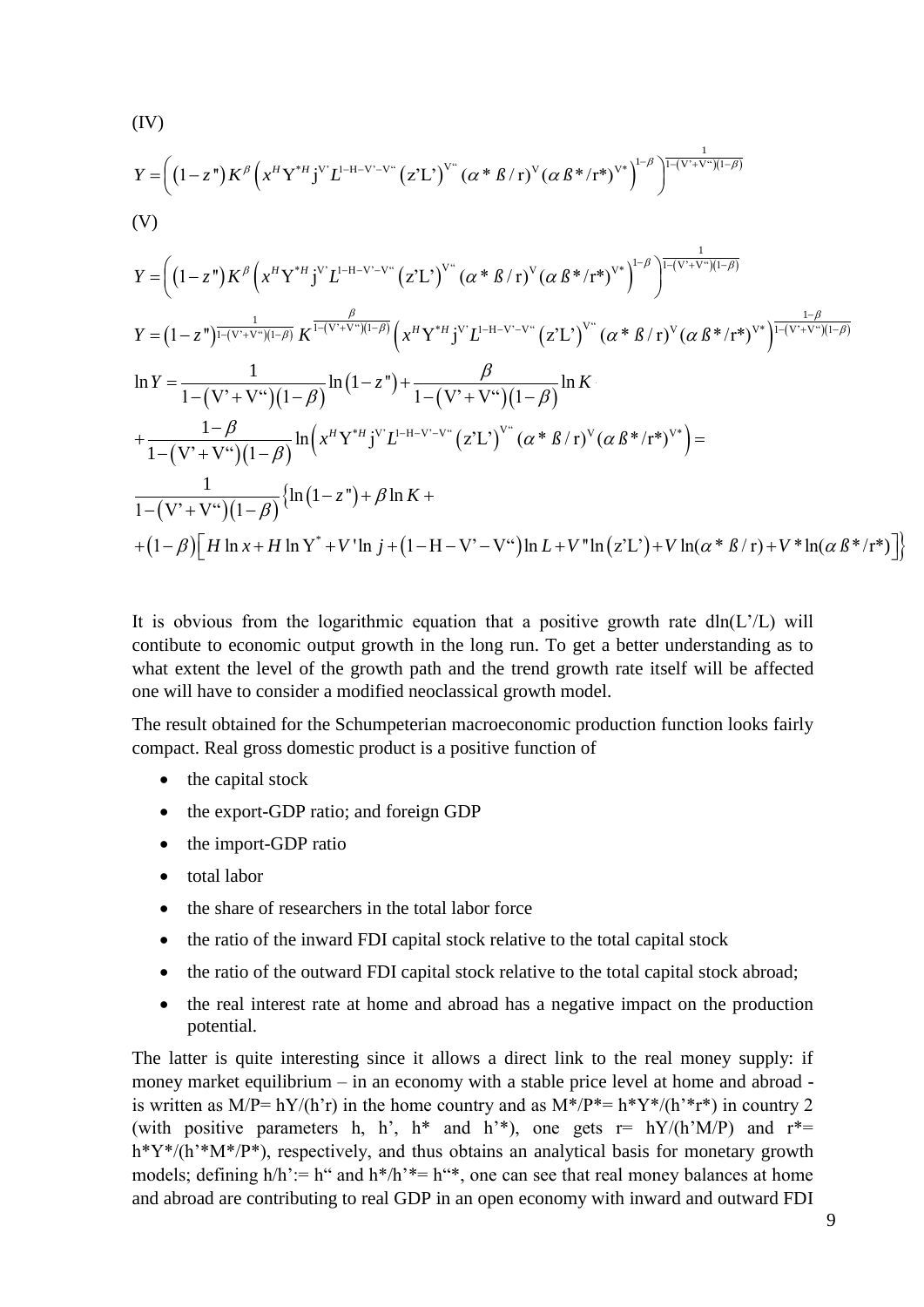(IV)

$$Y=\left(\left(1-z"\right)K^{\beta}\left(x^{H}Y^{*H}j^{V'}L^{1-H-V'-V``}\left(z'L'\right)^{V``}(\alpha^{*}ß/r)^{V}(\alpha ß^{*}/r^{*})^{V^{*}}\right)^{1-\beta}\right)^{\frac{1}{1-(V'+V``)(1-\beta)}}$$

(V)

$$Y=\left(\left(1-z"\right)K^{\beta}\left(x^{H}Y^{*H}j^{V'}L^{1-H-V'-V``}\left(z'L'\right)^{V``}(\alpha^{*}ß/r)^{V}(\alpha ß^{*}/r^{*})^{V^{*}}\right)^{1-\beta}\right)^{\frac{1}{1-(V'+V``)(1-\beta)}}$$

$$Y=\left(1-z"\right)^{\frac{1}{1-(V'+V``)(1-\beta)}}K^{\frac{\beta}{1-(V'+V``)(1-\beta)}}\left(x^{H}Y^{*H}j^{V'}L^{1-H-V'-V``}\left(z'L'\right)^{V``}(\alpha^{*}ß/r)^{V}(\alpha ß^{*}/r^{*})^{V^{*}}\right)^{\frac{1-\beta}{1-(V'+V``)(1-\beta)}}$$

$$\ln Y=\frac{1}{1-\left(V'+V``\right)\left(1-\beta\right)}\ln\left(1-z"\right)+\frac{\beta}{1-\left(V'+V``\right)\left(1-\beta\right)}\ln K$$

$$+\frac{1-\beta}{1-\left(V'+V``\right)\left(1-\beta\right)}\ln\left(x^{H}Y^{*H}j^{V'}L^{1-H-V'-V``}\left(z'L'\right)^{V``}(\alpha^{*}ß/r)^{V}(\alpha ß^{*}/r^{*})^{V^{*}}\right)=$$

$$\frac{1}{1-\left(V'+V``\right)\left(1-\beta\right)}\left\{\ln\left(1-z"\right)+\beta\ln K+\right.$$

$$\left.+\left(1-\beta\right)\left[H\ln x+H\ln Y^{*}+V'\ln j+\left(1-H-V'-V``\right)\ln L+V"\ln\left(z'L'\right)+V\ln(\alpha^{*}ß/r)+V^{*}\ln(\alpha ß^{*}/r^{*})\right]\right\}$$

It is obvious from the logarithmic equation that a positive growth rate dln(L'/L) will contibute to economic output growth in the long run. To get a better understanding as to what extent the level of the growth path and the trend growth rate itself will be affected one will have to consider a modified neoclassical growth model.

The result obtained for the Schumpeterian macroeconomic production function looks fairly compact. Real gross domestic product is a positive function of

- the capital stock
- the export-GDP ratio; and foreign GDP
- the import-GDP ratio
- total labor
- the share of researchers in the total labor force
- the ratio of the inward FDI capital stock relative to the total capital stock
- the ratio of the outward FDI capital stock relative to the total capital stock abroad;
- the real interest rate at home and abroad has a negative impact on the production potential.

The latter is quite interesting since it allows a direct link to the real money supply: if money market equilibrium – in an economy with a stable price level at home and abroad - is written as M/P= hY/(h'r) in the home country and as M*/P*= h*Y*/(h'*r*) in country 2 (with positive parameters h, h', h* and h'*), one gets r= hY/(h'M/P) and r*= h*Y*/(h'*M*/P*), respectively, and thus obtains an analytical basis for monetary growth models; defining h/h':= h" and h*/h'*= h"*, one can see that real money balances at home and abroad are contributing to real GDP in an open economy with inward and outward FDI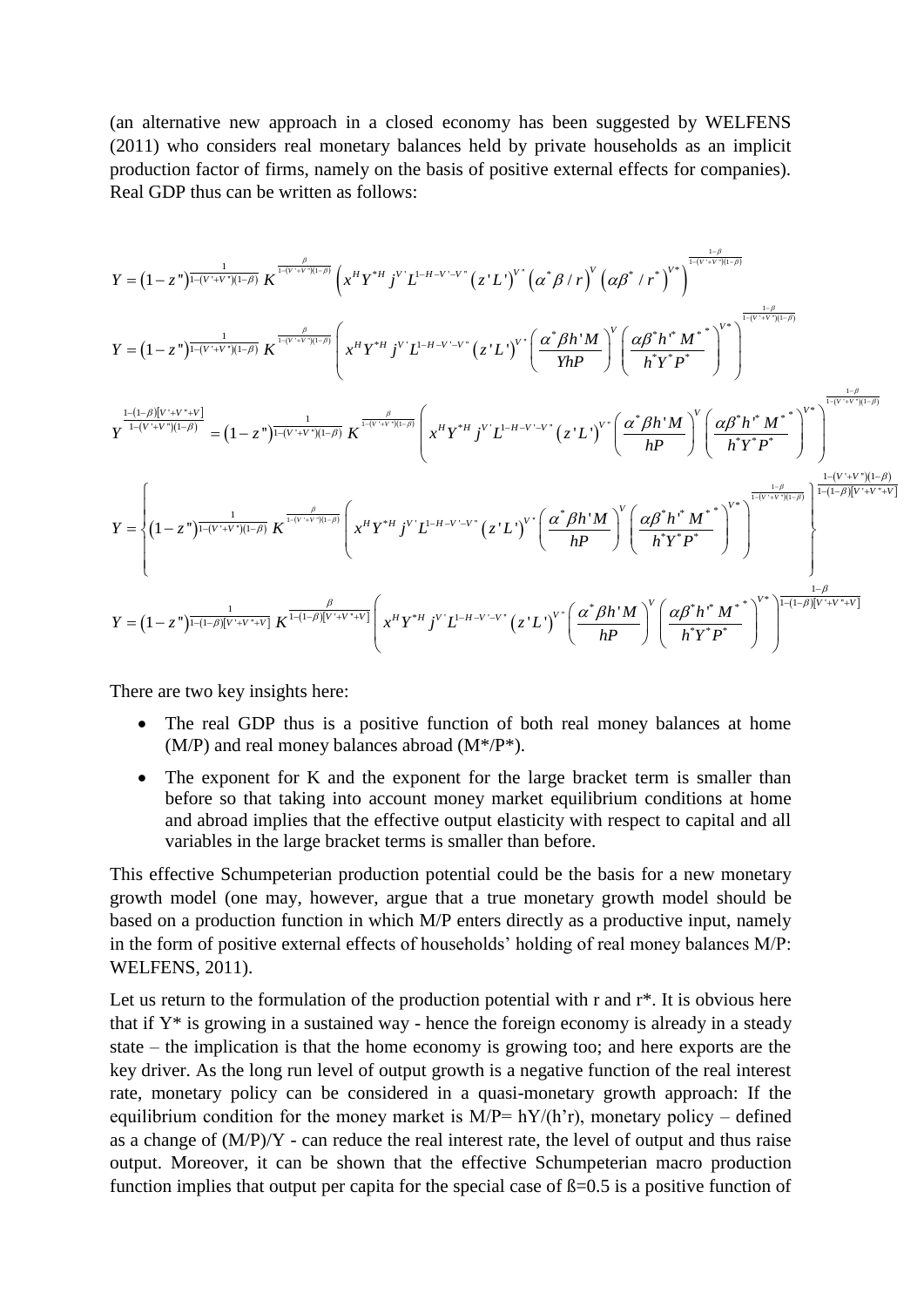(an alternative new approach in a closed economy has been suggested by WELFENS (2011) who considers real monetary balances held by private households as an implicit production factor of firms, namely on the basis of positive external effects for companies). Real GDP thus can be written as follows:

$$Y = \left(1-z''\right)^{\frac{1}{1-(V'+V'')(1-\beta)}} K^{\frac{\beta}{1-(V'+V'')(1-\beta)}} \left( x^H Y^{*H} j^{V'} L^{1-H-V'-V''} \left(z'L'\right)^{V''} \left(\alpha^* \beta / r\right)^V \left(\alpha \beta^* / r^*\right)^{V*} \right)^{\frac{1-\beta}{1-(V'+V'')(1-\beta)}}$$

$$Y = \left(1-z''\right)^{\frac{1}{1-(V'+V'')(1-\beta)}} K^{\frac{\beta}{1-(V'+V'')(1-\beta)}} \left( x^H Y^{*H} j^{V'} L^{1-H-V'-V''} \left(z'L'\right)^{V''} \left( \frac{\alpha^* \beta h' M}{YhP} \right)^V \left( \frac{\alpha \beta^* h'^* M^*}{h^* Y^* P^*} \right)^{V*} \right)^{\frac{1-\beta}{1-(V'+V'')(1-\beta)}}$$

$$Y^{\frac{1-(1-\beta)[V'+V''+V]}{1-(V'+V'')(1-\beta)}} = \left(1-z''\right)^{\frac{1}{1-(V'+V'')(1-\beta)}} K^{\frac{\beta}{1-(V'+V'')(1-\beta)}} \left( x^H Y^{*H} j^{V'} L^{1-H-V'-V''} \left(z'L'\right)^{V''} \left( \frac{\alpha^* \beta h' M}{hP} \right)^V \left( \frac{\alpha \beta^* h'^* M^*}{h^* Y^* P^*} \right)^{V*} \right)^{\frac{1-\beta}{1-(V'+V'')(1-\beta)}}$$

$$Y = \left\{ \left(1-z''\right)^{\frac{1}{1-(V'+V'')(1-\beta)}} K^{\frac{\beta}{1-(V'+V'')(1-\beta)}} \left( x^H Y^{*H} j^{V'} L^{1-H-V'-V''} \left(z'L'\right)^{V''} \left( \frac{\alpha^* \beta h' M}{hP} \right)^V \left( \frac{\alpha \beta^* h'^* M^*}{h^* Y^* P^*} \right)^{V*} \right)^{\frac{1-\beta}{1-(V'+V'')(1-\beta)}} \right\}^{\frac{1-(V'+V'')(1-\beta)}{1-(1-\beta)[V'+V''+V]}}$$

$$Y = \left(1-z''\right)^{\frac{1}{1-(1-\beta)[V'+V''+V]}} K^{\frac{\beta}{1-(1-\beta)[V'+V''+V]}} \left( x^H Y^{*H} j^{V'} L^{1-H-V'-V''} \left(z'L'\right)^{V''} \left( \frac{\alpha^* \beta h' M}{hP} \right)^V \left( \frac{\alpha \beta^* h'^* M^*}{h^* Y^* P^*} \right)^{V*} \right)^{\frac{1-\beta}{1-(1-\beta)[V'+V''+V]}}$$

There are two key insights here:

- The real GDP thus is a positive function of both real money balances at home (M/P) and real money balances abroad (M*/P*).
- The exponent for K and the exponent for the large bracket term is smaller than before so that taking into account money market equilibrium conditions at home and abroad implies that the effective output elasticity with respect to capital and all variables in the large bracket terms is smaller than before.

This effective Schumpeterian production potential could be the basis for a new monetary growth model (one may, however, argue that a true monetary growth model should be based on a production function in which M/P enters directly as a productive input, namely in the form of positive external effects of households' holding of real money balances M/P: WELFENS, 2011).

Let us return to the formulation of the production potential with r and r*. It is obvious here that if Y* is growing in a sustained way - hence the foreign economy is already in a steady state – the implication is that the home economy is growing too; and here exports are the key driver. As the long run level of output growth is a negative function of the real interest rate, monetary policy can be considered in a quasi-monetary growth approach: If the equilibrium condition for the money market is $M/P= hY/(h'r)$, monetary policy – defined as a change of $(M/P)/Y$ - can reduce the real interest rate, the level of output and thus raise output. Moreover, it can be shown that the effective Schumpeterian macro production function implies that output per capita for the special case of ß=0.5 is a positive function of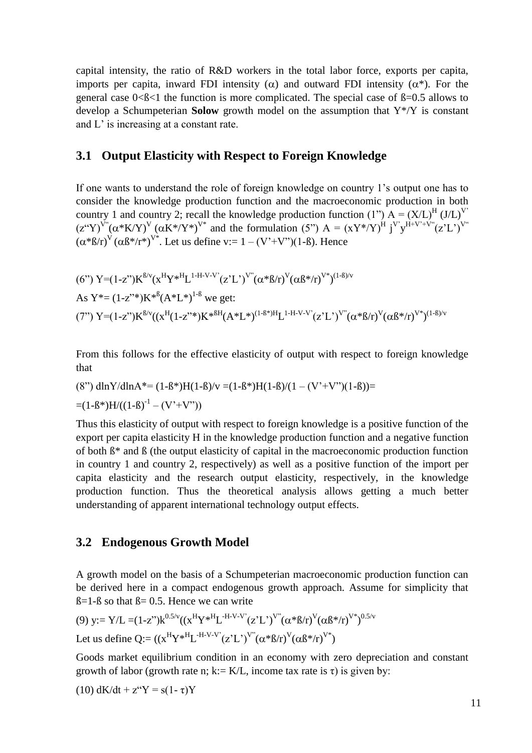capital intensity, the ratio of R&D workers in the total labor force, exports per capita, imports per capita, inward FDI intensity ($\alpha$) and outward FDI intensity ($\alpha^*$). For the general case $0<ß<1$ the function is more complicated. The special case of $ß=0.5$ allows to develop a Schumpeterian **Solow** growth model on the assumption that $Y^*/Y$ is constant and L' is increasing at a constant rate.

## 3.1 Output Elasticity with Respect to Foreign Knowledge

If one wants to understand the role of foreign knowledge on country 1's output one has to consider the knowledge production function and the macroeconomic production in both country 1 and country 2; recall the knowledge production function (1'') $A = (X/L)^H (J/L)^{V'} (z''Y)^{V''}(\alpha^*K/Y)^V (\alpha K^*/Y^*)^{V^*}$ and the formulation (5'') $A = (xY^*/Y)^H j^{V'} y^{H+V'+V''}(z'L')^{V''} (\alpha^*ß/r)^V (\alpha ß^*/r^*)^{V^*}$. Let us define $v:= 1 - (V'+V'')(1-ß)$. Hence

$$(6'')\ Y=(1-z'')K^{ß/v}(x^H Y^{*H} L^{1-H-V-V'}(z'L')^{V''}(\alpha^*ß/r)^V(\alpha ß^*/r)^{V^*})^{(1-ß)/v}$$

As $Y^*= (1-z''^*)K^{*ß}(A^*L^*)^{1-ß}$ we get:

$$(7'')\ Y=(1-z'')K^{ß/v}((x^H(1-z''^*)K^{*ßH}(A^*L^*)^{(1-ß^*)H}L^{1-H-V-V'}(z'L')^{V''}(\alpha^*ß/r)^V(\alpha ß^*/r)^{V^*})^{(1-ß)/v}$$

From this follows for the effective elasticity of output with respect to foreign knowledge that

$$(8'')\ d\ln Y/d\ln A^*= (1-ß^*)H(1-ß)/v =(1-ß^*)H(1-ß)/(1 - (V'+V'')(1-ß))=$$

$$=(1-ß^*)H/((1-ß)^{-1} - (V'+V''))$$

Thus this elasticity of output with respect to foreign knowledge is a positive function of the export per capita elasticity H in the knowledge production function and a negative function of both ß* and ß (the output elasticity of capital in the macroeconomic production function in country 1 and country 2, respectively) as well as a positive function of the import per capita elasticity and the research output elasticity, respectively, in the knowledge production function. Thus the theoretical analysis allows getting a much better understanding of apparent international technology output effects.

## 3.2 Endogenous Growth Model

A growth model on the basis of a Schumpeterian macroeconomic production function can be derived here in a compact endogenous growth approach. Assume for simplicity that $ß=1-ß$ so that $ß= 0.5$. Hence we can write

$$(9)\ y:= Y/L =(1-z'')k^{0.5/v}((x^H Y^{*H} L^{-H-V-V'}(z'L')^{V''}(\alpha^*ß/r)^V(\alpha ß^*/r)^{V^*})^{0.5/v}$$

Let us define $Q:= ((x^H Y^{*H} L^{-H-V-V'}(z'L')^{V''}(\alpha^*ß/r)^V(\alpha ß^*/r)^{V^*})$

Goods market equilibrium condition in an economy with zero depreciation and constant growth of labor (growth rate n; $k:= K/L$, income tax rate is $\tau$) is given by:

$$(10)\ dK/dt + z''Y = s(1- \tau)Y$$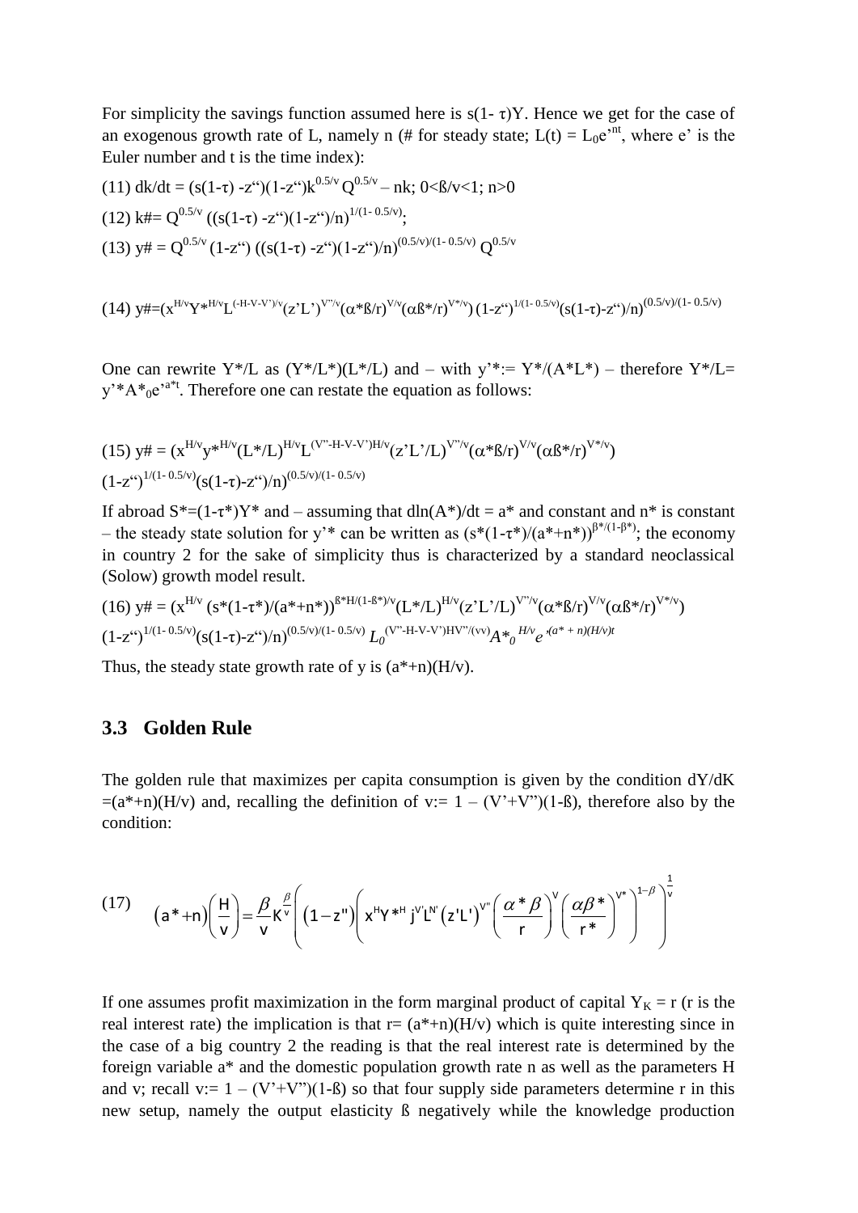For simplicity the savings function assumed here is $s(1-\tau)Y$. Hence we get for the case of an exogenous growth rate of L, namely n (# for steady state; $L(t) = L_0 e'^{nt}$, where e' is the Euler number and t is the time index):

$$(11)\ dk/dt = (s(1-\tau) - z")(1-z")k^{0.5/v} Q^{0.5/v} - nk;\ 0<ß/v<1;\ n>0$$

$$(12)\ k\# = Q^{0.5/v} ((s(1-\tau) - z")(1-z")/n)^{1/(1-0.5/v)};$$

$$(13)\ y\# = Q^{0.5/v} (1-z") ((s(1-\tau) - z")(1-z")/n)^{(0.5/v)/(1-0.5/v)} Q^{0.5/v}$$

$$(14)\ y\# = (x^{H/v} Y^{*H/v} L^{(-H-V-V')/v} (z'L')^{V"/v} (\alpha^* ß/r)^{V/v} (\alpha ß^*/r)^{V^*/v}) (1-z")^{1/(1-0.5/v)} (s(1-\tau)-z")/n)^{(0.5/v)/(1-0.5/v)}$$

One can rewrite $Y^*/L$ as $(Y^*/L^*)(L^*/L)$ and – with $y'^* := Y^*/(A^*L^*)$ – therefore $Y^*/L = y'^* A^*_0 e'^{a^*t}$. Therefore one can restate the equation as follows:

$$(15)\ y\# = (x^{H/v} y^{*H/v} (L^*/L)^{H/v} L^{(V"-H-V-V')H/v} (z'L'/L)^{V"/v} (\alpha^* ß/r)^{V/v} (\alpha ß^*/r)^{V^*/v}) (1-z")^{1/(1-0.5/v)} (s(1-\tau)-z")/n)^{(0.5/v)/(1-0.5/v)}$$

If abroad $S^* = (1-\tau^*)Y^*$ and – assuming that $d\ln(A^*)/dt = a^*$ and constant and $n^*$ is constant – the steady state solution for $y'^*$ can be written as $(s^*(1-\tau^*)/(a^*+n^*))^{\beta^*/(1-\beta^*)}$; the economy in country 2 for the sake of simplicity thus is characterized by a standard neoclassical (Solow) growth model result.

$$(16)\ y\# = (x^{H/v} (s^*(1-\tau^*)/(a^*+n^*))^{ß^*H/(1-ß^*)/v} (L^*/L)^{H/v} (z'L'/L)^{V"/v} (\alpha^* ß/r)^{V/v} (\alpha ß^*/r)^{V^*/v}) (1-z")^{1/(1-0.5/v)} (s(1-\tau)-z")/n)^{(0.5/v)/(1-0.5/v)} L_0^{(V"-H-V-V')HV"/(vv)} A^{*\,H/v}_0 e'^{(a^*+n)(H/v)t}$$

Thus, the steady state growth rate of y is $(a^*+n)(H/v)$.

## 3.3 Golden Rule

The golden rule that maximizes per capita consumption is given by the condition $dY/dK = (a^*+n)(H/v)$ and, recalling the definition of $v := 1 - (V'+V")(1-ß)$, therefore also by the condition:

$$(17)\quad (a^*+n)\left(\frac{H}{v}\right) = \frac{\beta}{v} K^{\frac{\beta}{v}} \left( (1-z")\left( x^H Y^{*H} j^{V'} L^{N'} (z'L')^{V"} \left(\frac{\alpha^* \beta}{r}\right)^{V} \left(\frac{\alpha \beta^*}{r^*}\right)^{V^*} \right)^{1-\beta} \right)^{\frac{1}{v}}$$

If one assumes profit maximization in the form marginal product of capital $Y_K = r$ (r is the real interest rate) the implication is that $r = (a^*+n)(H/v)$ which is quite interesting since in the case of a big country 2 the reading is that the real interest rate is determined by the foreign variable $a^*$ and the domestic population growth rate n as well as the parameters H and v; recall $v := 1 - (V'+V")(1-ß)$ so that four supply side parameters determine r in this new setup, namely the output elasticity ß negatively while the knowledge production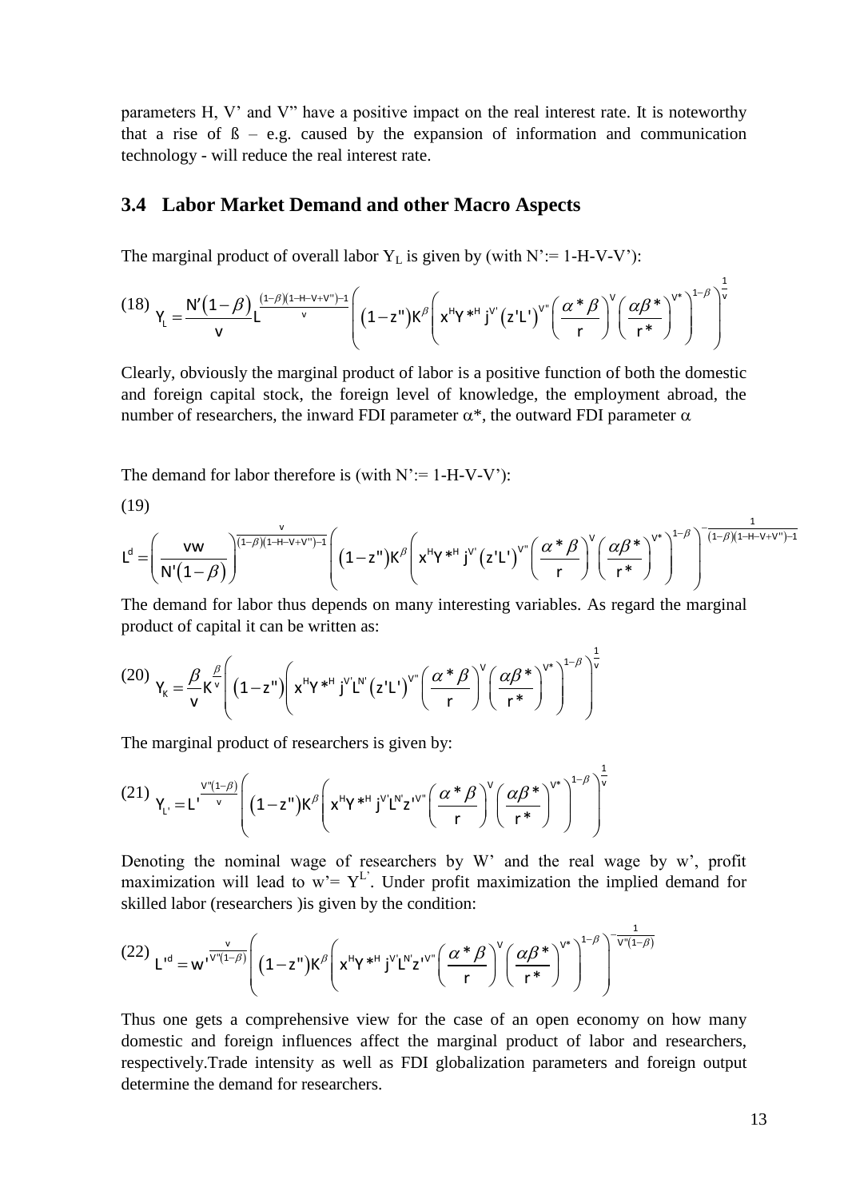parameters H, V' and V" have a positive impact on the real interest rate. It is noteworthy that a rise of ß – e.g. caused by the expansion of information and communication technology - will reduce the real interest rate.

## 3.4 Labor Market Demand and other Macro Aspects

The marginal product of overall labor $Y_L$ is given by (with N':= 1-H-V-V'):

$$\text{(18)}\quad Y_L = \frac{N'(1-\beta)}{v} L^{\frac{(1-\beta)(1-H-V+V'')-1}{v}} \left( (1-z'')K^{\beta} \left( x^H Y^{*H} j^{V'} (z'L')^{V''} \left(\frac{\alpha^*\beta}{r}\right)^{V} \left(\frac{\alpha\beta^*}{r^*}\right)^{V^*} \right)^{1-\beta} \right)^{\frac{1}{v}}$$

Clearly, obviously the marginal product of labor is a positive function of both the domestic and foreign capital stock, the foreign level of knowledge, the employment abroad, the number of researchers, the inward FDI parameter $\alpha^*$, the outward FDI parameter $\alpha$

The demand for labor therefore is (with N':= 1-H-V-V'):

(19)

$$L^d = \left(\frac{vw}{N'(1-\beta)}\right)^{\frac{v}{(1-\beta)(1-H-V+V'')-1}} \left( (1-z'')K^{\beta} \left( x^H Y^{*H} j^{V'} (z'L')^{V''} \left(\frac{\alpha^*\beta}{r}\right)^{V} \left(\frac{\alpha\beta^*}{r^*}\right)^{V^*} \right)^{1-\beta} \right)^{-\frac{1}{(1-\beta)(1-H-V+V'')-1}}$$

The demand for labor thus depends on many interesting variables. As regard the marginal product of capital it can be written as:

$$\text{(20)}\quad Y_K = \frac{\beta}{v} K^{\frac{\beta}{v}} \left( (1-z'') \left( x^H Y^{*H} j^{V'} L^{N'} (z'L')^{V''} \left(\frac{\alpha^*\beta}{r}\right)^{V} \left(\frac{\alpha\beta^*}{r^*}\right)^{V^*} \right)^{1-\beta} \right)^{\frac{1}{v}}$$

The marginal product of researchers is given by:

$$\text{(21)}\quad Y_{L'} = L'^{\frac{V''(1-\beta)}{v}} \left( (1-z'')K^{\beta} \left( x^H Y^{*H} j^{V'} L^{N'} z'^{V''} \left(\frac{\alpha^*\beta}{r}\right)^{V} \left(\frac{\alpha\beta^*}{r^*}\right)^{V^*} \right)^{1-\beta} \right)^{\frac{1}{v}}$$

Denoting the nominal wage of researchers by W' and the real wage by w', profit maximization will lead to w'= $Y^{L'}$. Under profit maximization the implied demand for skilled labor (researchers )is given by the condition:

$$\text{(22)}\quad L'^d = w'^{\frac{v}{V''(1-\beta)}} \left( (1-z'')K^{\beta} \left( x^H Y^{*H} j^{V'} L^{N'} z'^{V''} \left(\frac{\alpha^*\beta}{r}\right)^{V} \left(\frac{\alpha\beta^*}{r^*}\right)^{V^*} \right)^{1-\beta} \right)^{-\frac{1}{V''(1-\beta)}}$$

Thus one gets a comprehensive view for the case of an open economy on how many domestic and foreign influences affect the marginal product of labor and researchers, respectively.Trade intensity as well as FDI globalization parameters and foreign output determine the demand for researchers.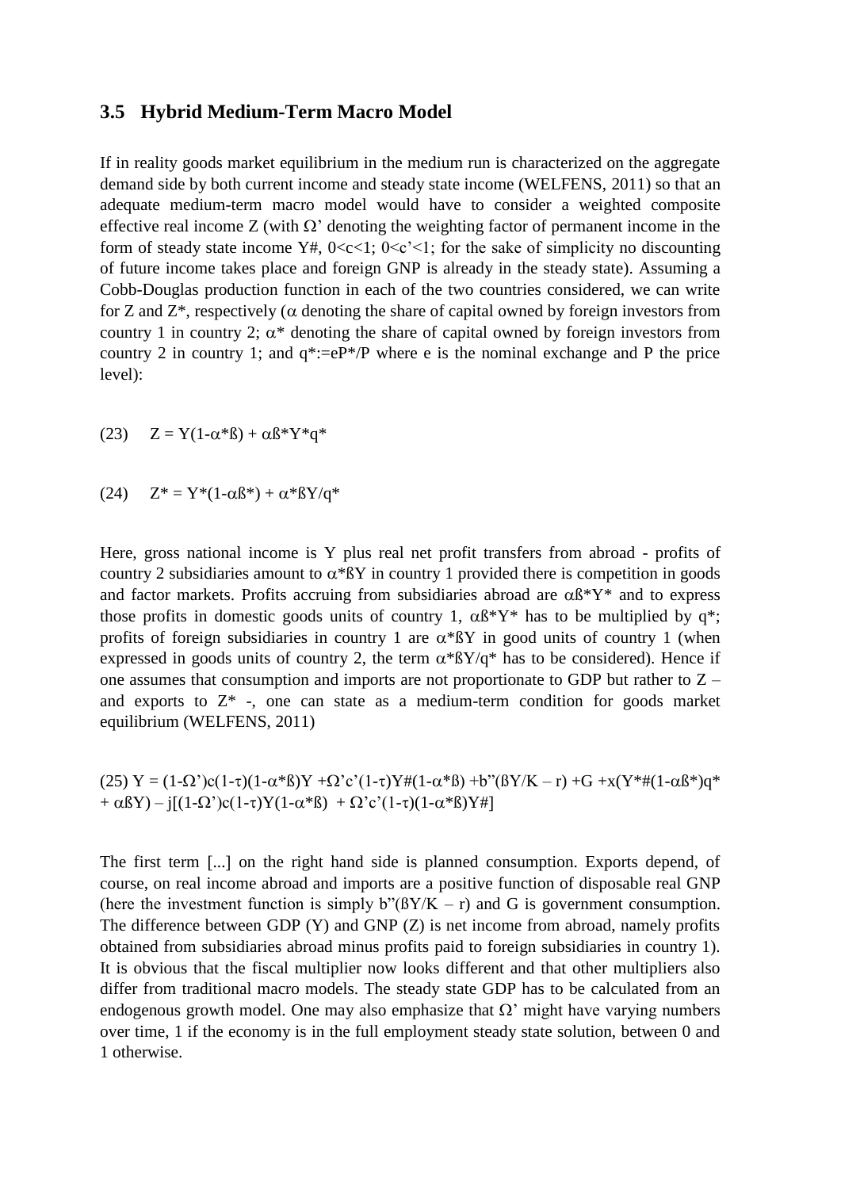## 3.5 Hybrid Medium-Term Macro Model

If in reality goods market equilibrium in the medium run is characterized on the aggregate demand side by both current income and steady state income (WELFENS, 2011) so that an adequate medium-term macro model would have to consider a weighted composite effective real income Z (with $\Omega'$ denoting the weighting factor of permanent income in the form of steady state income Y#, $0<c<1$; $0<c'<1$; for the sake of simplicity no discounting of future income takes place and foreign GNP is already in the steady state). Assuming a Cobb-Douglas production function in each of the two countries considered, we can write for Z and Z*, respectively ($\alpha$ denoting the share of capital owned by foreign investors from country 1 in country 2; $\alpha^*$ denoting the share of capital owned by foreign investors from country 2 in country 1; and $q^*:=eP^*/P$ where e is the nominal exchange and P the price level):

$$(23) \quad Z = Y(1-\alpha^*ß) + \alpha ß^*Y^*q^*$$

$$(24) \quad Z^* = Y^*(1-\alpha ß^*) + \alpha^*ßY/q^*$$

Here, gross national income is Y plus real net profit transfers from abroad - profits of country 2 subsidiaries amount to $\alpha^*ßY$ in country 1 provided there is competition in goods and factor markets. Profits accruing from subsidiaries abroad are $\alpha ß^*Y^*$ and to express those profits in domestic goods units of country 1, $\alpha ß^*Y^*$ has to be multiplied by $q^*$; profits of foreign subsidiaries in country 1 are $\alpha^*ßY$ in good units of country 1 (when expressed in goods units of country 2, the term $\alpha^*ßY/q^*$ has to be considered). Hence if one assumes that consumption and imports are not proportionate to GDP but rather to Z – and exports to Z* -, one can state as a medium-term condition for goods market equilibrium (WELFENS, 2011)

$$(25)\ Y = (1-\Omega')c(1-\tau)(1-\alpha^*ß)Y + \Omega'c'(1-\tau)Y\#(1-\alpha^*ß) + b''(ßY/K - r) + G + x(Y^*\#(1-\alpha ß^*)q^* + \alpha ßY) - j[(1-\Omega')c(1-\tau)Y(1-\alpha^*ß) + \Omega'c'(1-\tau)(1-\alpha^*ß)Y\#]$$

The first term [...] on the right hand side is planned consumption. Exports depend, of course, on real income abroad and imports are a positive function of disposable real GNP (here the investment function is simply $b''(ßY/K – r)$ and G is government consumption. The difference between GDP (Y) and GNP (Z) is net income from abroad, namely profits obtained from subsidiaries abroad minus profits paid to foreign subsidiaries in country 1). It is obvious that the fiscal multiplier now looks different and that other multipliers also differ from traditional macro models. The steady state GDP has to be calculated from an endogenous growth model. One may also emphasize that $\Omega'$ might have varying numbers over time, 1 if the economy is in the full employment steady state solution, between 0 and 1 otherwise.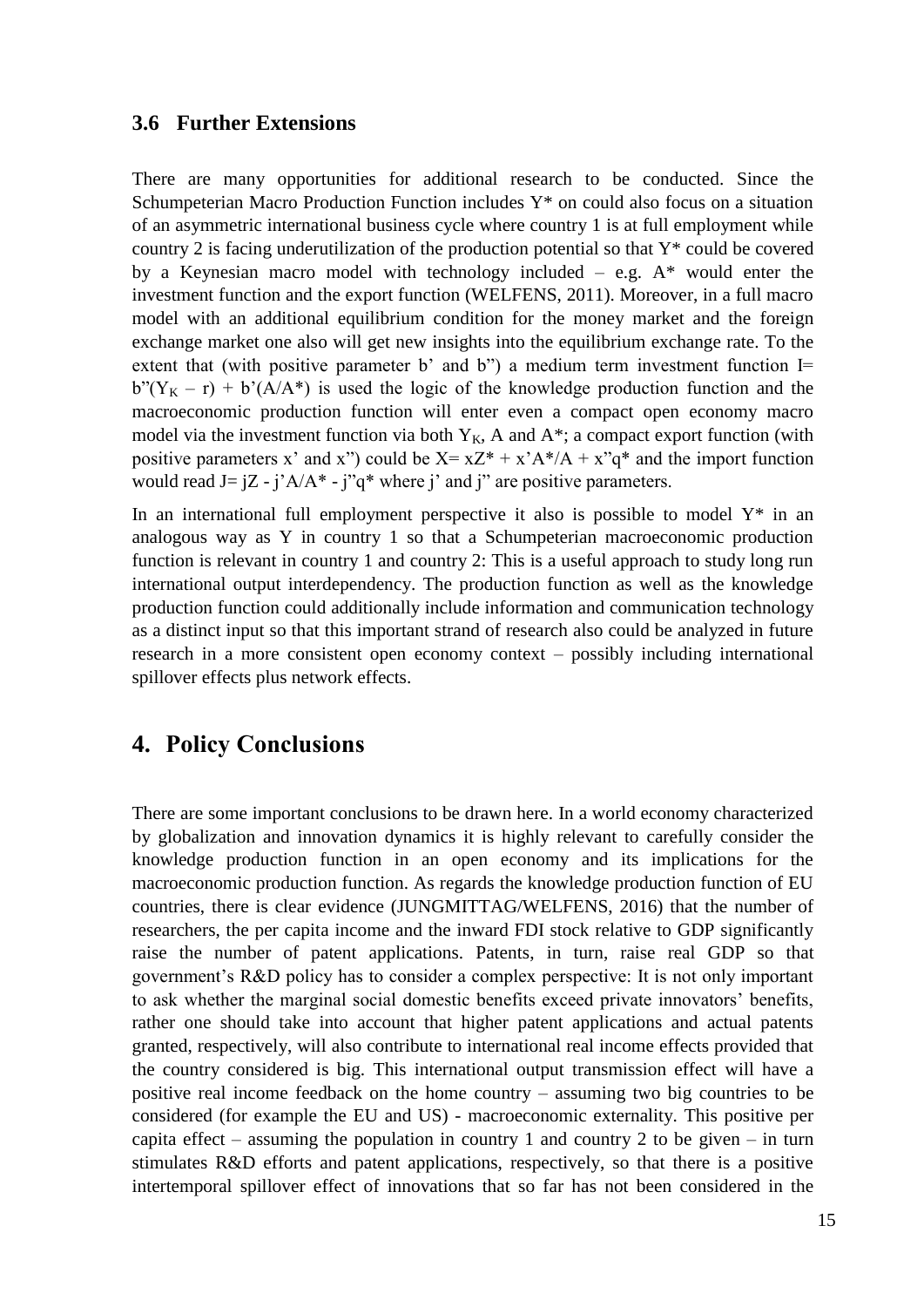### 3.6 Further Extensions

There are many opportunities for additional research to be conducted. Since the Schumpeterian Macro Production Function includes $Y^*$ on could also focus on a situation of an asymmetric international business cycle where country 1 is at full employment while country 2 is facing underutilization of the production potential so that $Y^*$ could be covered by a Keynesian macro model with technology included – e.g. $A^*$ would enter the investment function and the export function (WELFENS, 2011). Moreover, in a full macro model with an additional equilibrium condition for the money market and the foreign exchange market one also will get new insights into the equilibrium exchange rate. To the extent that (with positive parameter b' and b") a medium term investment function $I= b''(Y_K – r) + b'(A/A^*)$ is used the logic of the knowledge production function and the macroeconomic production function will enter even a compact open economy macro model via the investment function via both $Y_K$, A and $A^*$; a compact export function (with positive parameters x' and x") could be $X= xZ^* + x'A^*/A + x''q^*$ and the import function would read $J= jZ - j'A/A^* - j''q^*$ where j' and j" are positive parameters.

In an international full employment perspective it also is possible to model $Y^*$ in an analogous way as Y in country 1 so that a Schumpeterian macroeconomic production function is relevant in country 1 and country 2: This is a useful approach to study long run international output interdependency. The production function as well as the knowledge production function could additionally include information and communication technology as a distinct input so that this important strand of research also could be analyzed in future research in a more consistent open economy context – possibly including international spillover effects plus network effects.

## 4. Policy Conclusions

There are some important conclusions to be drawn here. In a world economy characterized by globalization and innovation dynamics it is highly relevant to carefully consider the knowledge production function in an open economy and its implications for the macroeconomic production function. As regards the knowledge production function of EU countries, there is clear evidence (JUNGMITTAG/WELFENS, 2016) that the number of researchers, the per capita income and the inward FDI stock relative to GDP significantly raise the number of patent applications. Patents, in turn, raise real GDP so that government's R&D policy has to consider a complex perspective: It is not only important to ask whether the marginal social domestic benefits exceed private innovators' benefits, rather one should take into account that higher patent applications and actual patents granted, respectively, will also contribute to international real income effects provided that the country considered is big. This international output transmission effect will have a positive real income feedback on the home country – assuming two big countries to be considered (for example the EU and US) - macroeconomic externality. This positive per capita effect – assuming the population in country 1 and country 2 to be given – in turn stimulates R&D efforts and patent applications, respectively, so that there is a positive intertemporal spillover effect of innovations that so far has not been considered in the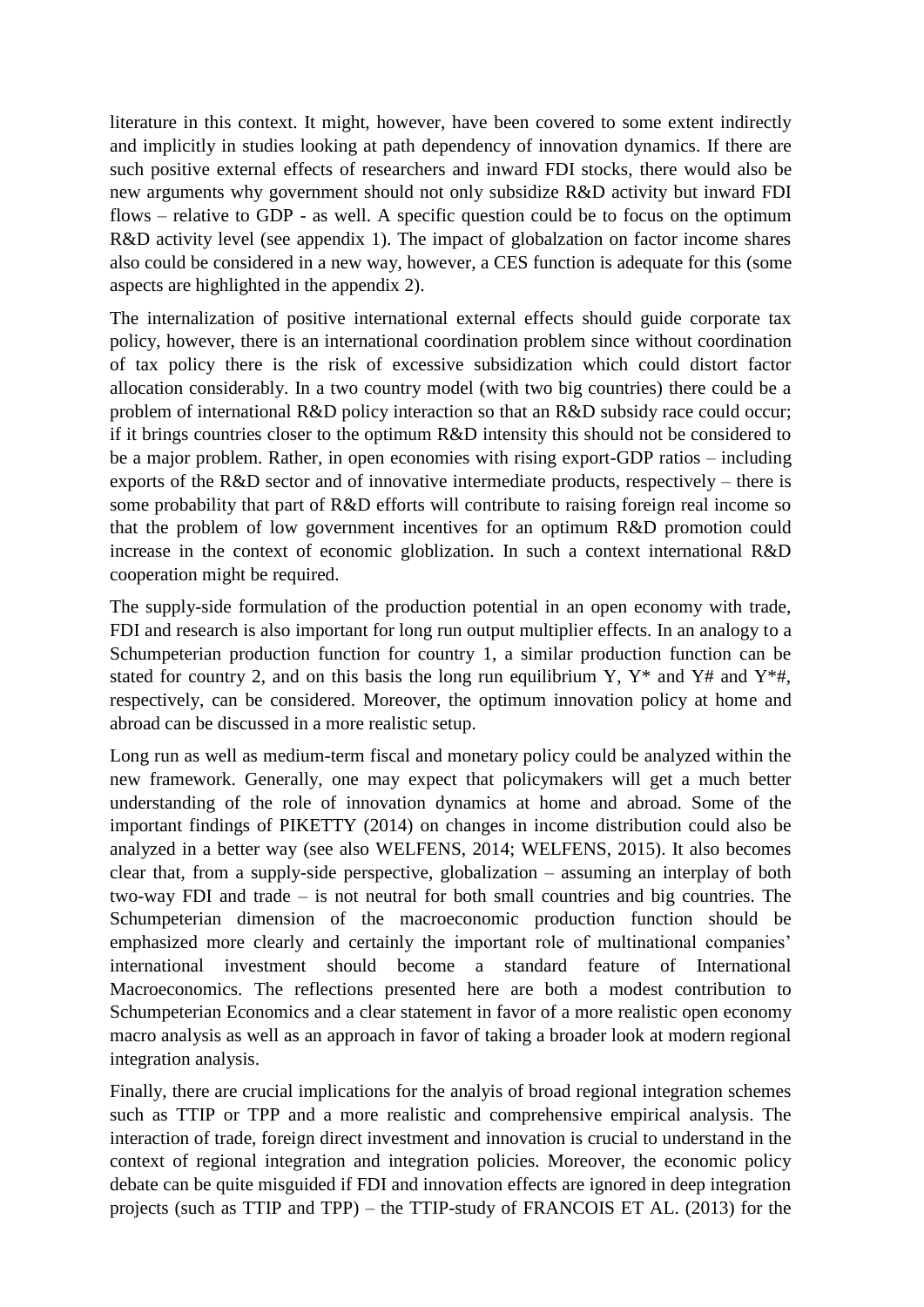literature in this context. It might, however, have been covered to some extent indirectly and implicitly in studies looking at path dependency of innovation dynamics. If there are such positive external effects of researchers and inward FDI stocks, there would also be new arguments why government should not only subsidize R&D activity but inward FDI flows – relative to GDP - as well. A specific question could be to focus on the optimum R&D activity level (see appendix 1). The impact of globalzation on factor income shares also could be considered in a new way, however, a CES function is adequate for this (some aspects are highlighted in the appendix 2).

The internalization of positive international external effects should guide corporate tax policy, however, there is an international coordination problem since without coordination of tax policy there is the risk of excessive subsidization which could distort factor allocation considerably. In a two country model (with two big countries) there could be a problem of international R&D policy interaction so that an R&D subsidy race could occur; if it brings countries closer to the optimum R&D intensity this should not be considered to be a major problem. Rather, in open economies with rising export-GDP ratios – including exports of the R&D sector and of innovative intermediate products, respectively – there is some probability that part of R&D efforts will contribute to raising foreign real income so that the problem of low government incentives for an optimum R&D promotion could increase in the context of economic globlization. In such a context international R&D cooperation might be required.

The supply-side formulation of the production potential in an open economy with trade, FDI and research is also important for long run output multiplier effects. In an analogy to a Schumpeterian production function for country 1, a similar production function can be stated for country 2, and on this basis the long run equilibrium Y, Y* and Y# and Y*#, respectively, can be considered. Moreover, the optimum innovation policy at home and abroad can be discussed in a more realistic setup.

Long run as well as medium-term fiscal and monetary policy could be analyzed within the new framework. Generally, one may expect that policymakers will get a much better understanding of the role of innovation dynamics at home and abroad. Some of the important findings of PIKETTY (2014) on changes in income distribution could also be analyzed in a better way (see also WELFENS, 2014; WELFENS, 2015). It also becomes clear that, from a supply-side perspective, globalization – assuming an interplay of both two-way FDI and trade – is not neutral for both small countries and big countries. The Schumpeterian dimension of the macroeconomic production function should be emphasized more clearly and certainly the important role of multinational companies' international investment should become a standard feature of International Macroeconomics. The reflections presented here are both a modest contribution to Schumpeterian Economics and a clear statement in favor of a more realistic open economy macro analysis as well as an approach in favor of taking a broader look at modern regional integration analysis.

Finally, there are crucial implications for the analyis of broad regional integration schemes such as TTIP or TPP and a more realistic and comprehensive empirical analysis. The interaction of trade, foreign direct investment and innovation is crucial to understand in the context of regional integration and integration policies. Moreover, the economic policy debate can be quite misguided if FDI and innovation effects are ignored in deep integration projects (such as TTIP and TPP) – the TTIP-study of FRANCOIS ET AL. (2013) for the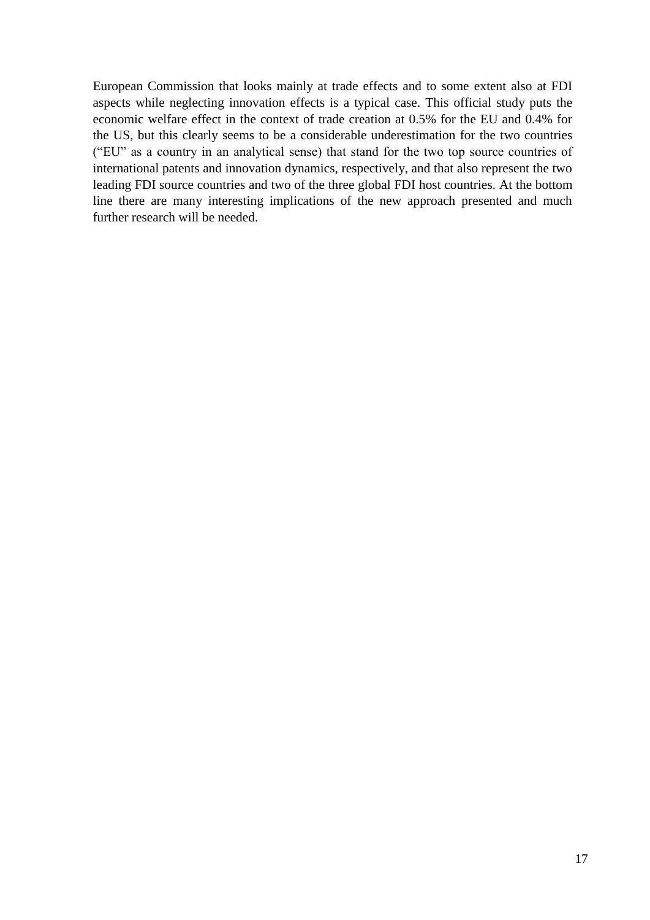European Commission that looks mainly at trade effects and to some extent also at FDI aspects while neglecting innovation effects is a typical case. This official study puts the economic welfare effect in the context of trade creation at 0.5% for the EU and 0.4% for the US, but this clearly seems to be a considerable underestimation for the two countries ("EU" as a country in an analytical sense) that stand for the two top source countries of international patents and innovation dynamics, respectively, and that also represent the two leading FDI source countries and two of the three global FDI host countries. At the bottom line there are many interesting implications of the new approach presented and much further research will be needed.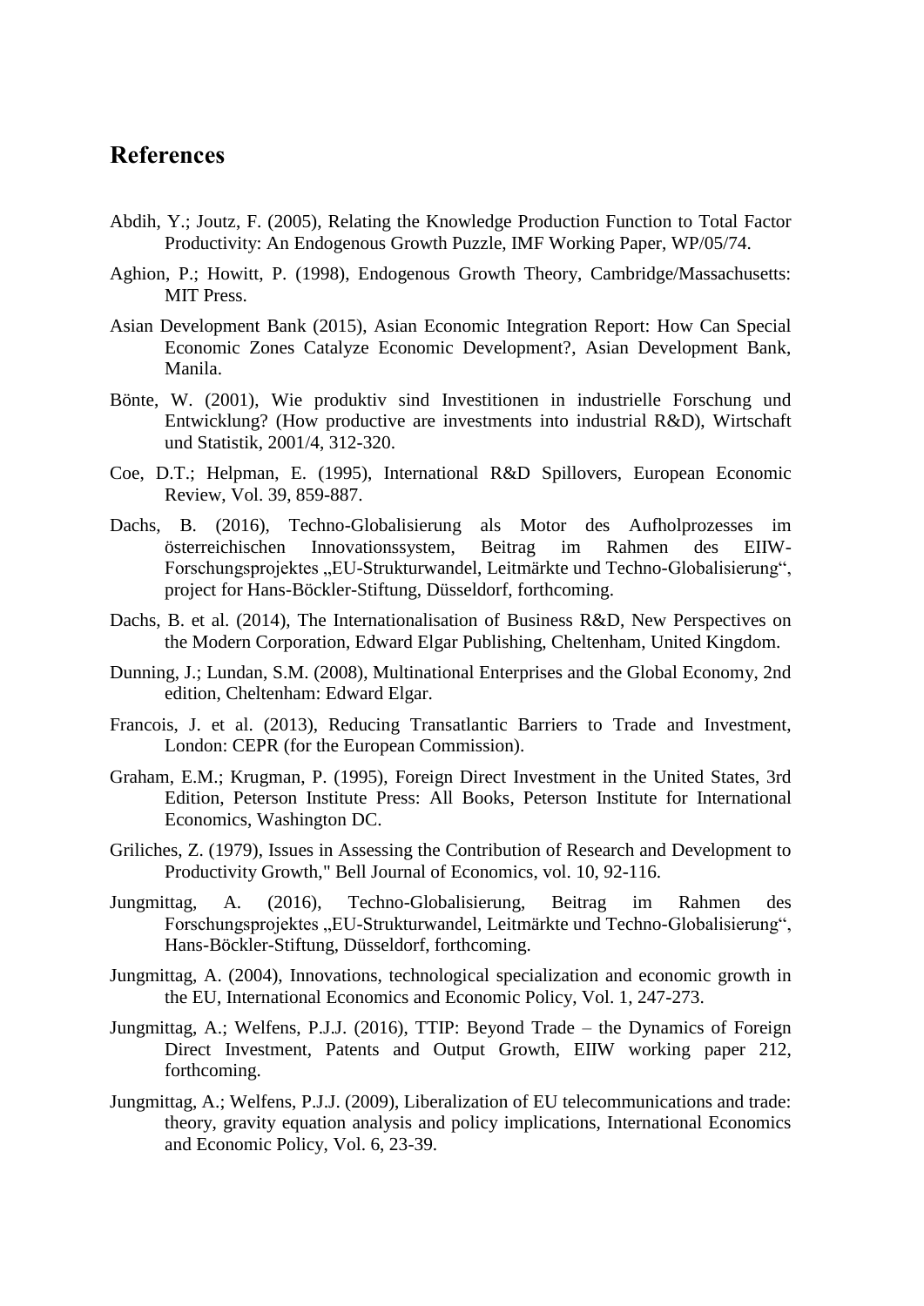## References

Abdih, Y.; Joutz, F. (2005), Relating the Knowledge Production Function to Total Factor Productivity: An Endogenous Growth Puzzle, IMF Working Paper, WP/05/74.

Aghion, P.; Howitt, P. (1998), Endogenous Growth Theory, Cambridge/Massachusetts: MIT Press.

Asian Development Bank (2015), Asian Economic Integration Report: How Can Special Economic Zones Catalyze Economic Development?, Asian Development Bank, Manila.

Bönte, W. (2001), Wie produktiv sind Investitionen in industrielle Forschung und Entwicklung? (How productive are investments into industrial R&D), Wirtschaft und Statistik, 2001/4, 312-320.

Coe, D.T.; Helpman, E. (1995), International R&D Spillovers, European Economic Review, Vol. 39, 859-887.

Dachs, B. (2016), Techno-Globalisierung als Motor des Aufholprozesses im österreichischen Innovationssystem, Beitrag im Rahmen des EIIW-Forschungsprojektes „EU-Strukturwandel, Leitmärkte und Techno-Globalisierung", project for Hans-Böckler-Stiftung, Düsseldorf, forthcoming.

Dachs, B. et al. (2014), The Internationalisation of Business R&D, New Perspectives on the Modern Corporation, Edward Elgar Publishing, Cheltenham, United Kingdom.

Dunning, J.; Lundan, S.M. (2008), Multinational Enterprises and the Global Economy, 2nd edition, Cheltenham: Edward Elgar.

Francois, J. et al. (2013), Reducing Transatlantic Barriers to Trade and Investment, London: CEPR (for the European Commission).

Graham, E.M.; Krugman, P. (1995), Foreign Direct Investment in the United States, 3rd Edition, Peterson Institute Press: All Books, Peterson Institute for International Economics, Washington DC.

Griliches, Z. (1979), Issues in Assessing the Contribution of Research and Development to Productivity Growth," Bell Journal of Economics, vol. 10, 92-116.

Jungmittag, A. (2016), Techno-Globalisierung, Beitrag im Rahmen des Forschungsprojektes „EU-Strukturwandel, Leitmärkte und Techno-Globalisierung", Hans-Böckler-Stiftung, Düsseldorf, forthcoming.

Jungmittag, A. (2004), Innovations, technological specialization and economic growth in the EU, International Economics and Economic Policy, Vol. 1, 247-273.

Jungmittag, A.; Welfens, P.J.J. (2016), TTIP: Beyond Trade – the Dynamics of Foreign Direct Investment, Patents and Output Growth, EIIW working paper 212, forthcoming.

Jungmittag, A.; Welfens, P.J.J. (2009), Liberalization of EU telecommunications and trade: theory, gravity equation analysis and policy implications, International Economics and Economic Policy, Vol. 6, 23-39.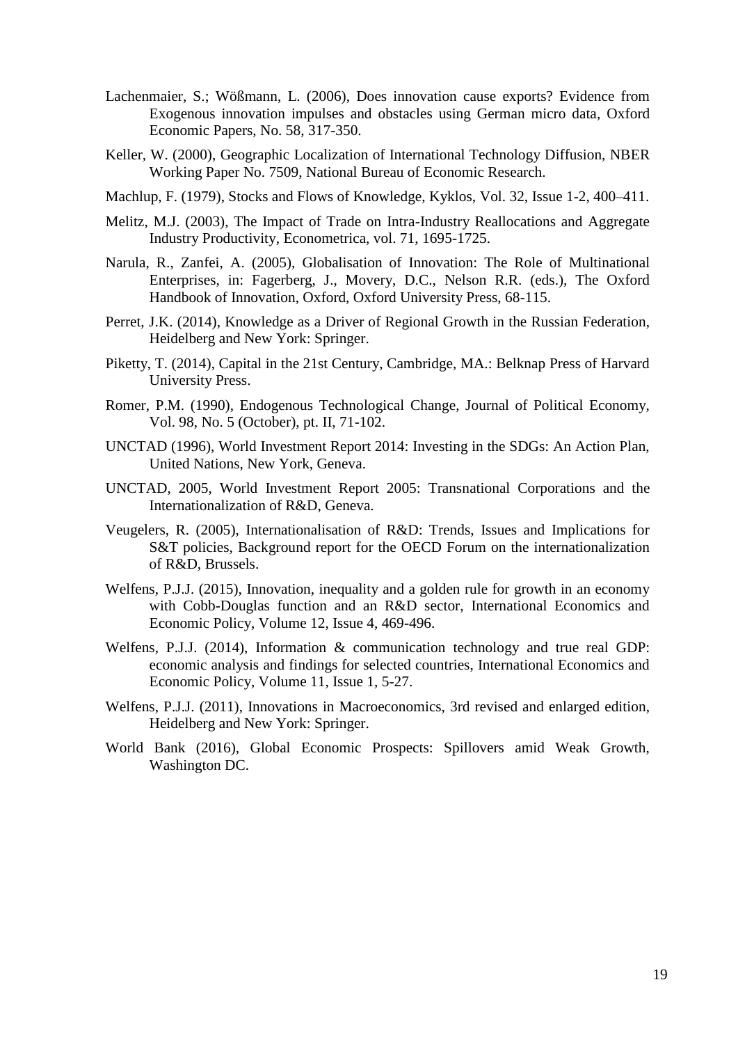Lachenmaier, S.; Wößmann, L. (2006), Does innovation cause exports? Evidence from Exogenous innovation impulses and obstacles using German micro data, Oxford Economic Papers, No. 58, 317-350.

Keller, W. (2000), Geographic Localization of International Technology Diffusion, NBER Working Paper No. 7509, National Bureau of Economic Research.

Machlup, F. (1979), Stocks and Flows of Knowledge, Kyklos, Vol. 32, Issue 1-2, 400–411.

Melitz, M.J. (2003), The Impact of Trade on Intra-Industry Reallocations and Aggregate Industry Productivity, Econometrica, vol. 71, 1695-1725.

Narula, R., Zanfei, A. (2005), Globalisation of Innovation: The Role of Multinational Enterprises, in: Fagerberg, J., Movery, D.C., Nelson R.R. (eds.), The Oxford Handbook of Innovation, Oxford, Oxford University Press, 68-115.

Perret, J.K. (2014), Knowledge as a Driver of Regional Growth in the Russian Federation, Heidelberg and New York: Springer.

Piketty, T. (2014), Capital in the 21st Century, Cambridge, MA.: Belknap Press of Harvard University Press.

Romer, P.M. (1990), Endogenous Technological Change, Journal of Political Economy, Vol. 98, No. 5 (October), pt. II, 71-102.

UNCTAD (1996), World Investment Report 2014: Investing in the SDGs: An Action Plan, United Nations, New York, Geneva.

UNCTAD, 2005, World Investment Report 2005: Transnational Corporations and the Internationalization of R&D, Geneva.

Veugelers, R. (2005), Internationalisation of R&D: Trends, Issues and Implications for S&T policies, Background report for the OECD Forum on the internationalization of R&D, Brussels.

Welfens, P.J.J. (2015), Innovation, inequality and a golden rule for growth in an economy with Cobb-Douglas function and an R&D sector, International Economics and Economic Policy, Volume 12, Issue 4, 469-496.

Welfens, P.J.J. (2014), Information & communication technology and true real GDP: economic analysis and findings for selected countries, International Economics and Economic Policy, Volume 11, Issue 1, 5-27.

Welfens, P.J.J. (2011), Innovations in Macroeconomics, 3rd revised and enlarged edition, Heidelberg and New York: Springer.

World Bank (2016), Global Economic Prospects: Spillovers amid Weak Growth, Washington DC.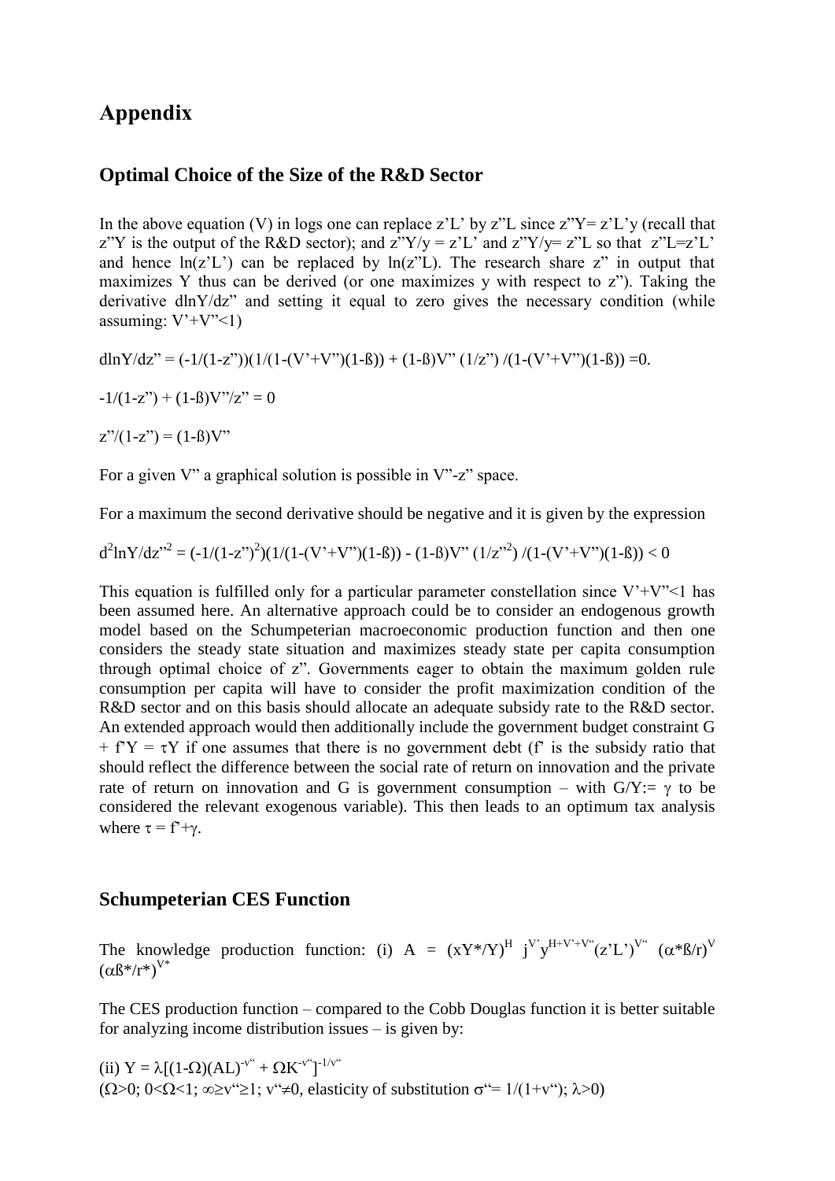# Appendix

## Optimal Choice of the Size of the R&D Sector

In the above equation (V) in logs one can replace $z'L'$ by $z''L$ since $z''Y = z'L'y$ (recall that $z''Y$ is the output of the R&D sector); and $z''Y/y = z'L'$ and $z''Y/y = z''L$ so that $z''L = z'L'$ and hence $\ln(z'L')$ can be replaced by $\ln(z''L)$. The research share $z''$ in output that maximizes Y thus can be derived (or one maximizes y with respect to $z''$). Taking the derivative $d\ln Y/dz''$ and setting it equal to zero gives the necessary condition (while assuming: $V'+V''<1$)

$$d\ln Y/dz'' = (-1/(1-z''))(1/(1-(V'+V'')(1-ß)) + (1-ß)V''(1/z'')/(1-(V'+V'')(1-ß)) = 0.$$

$$-1/(1-z'') + (1-ß)V''/z'' = 0$$

$$z''/(1-z'') = (1-ß)V''$$

For a given V" a graphical solution is possible in V"-z" space.

For a maximum the second derivative should be negative and it is given by the expression

$$d^2\ln Y/dz''^2 = (-1/(1-z'')^2)(1/(1-(V'+V'')(1-ß)) - (1-ß)V''(1/z''^2)/(1-(V'+V'')(1-ß)) < 0$$

This equation is fulfilled only for a particular parameter constellation since $V'+V''<1$ has been assumed here. An alternative approach could be to consider an endogenous growth model based on the Schumpeterian macroeconomic production function and then one considers the steady state situation and maximizes steady state per capita consumption through optimal choice of z". Governments eager to obtain the maximum golden rule consumption per capita will have to consider the profit maximization condition of the R&D sector and on this basis should allocate an adequate subsidy rate to the R&D sector. An extended approach would then additionally include the government budget constraint $G + f'Y = \tau Y$ if one assumes that there is no government debt (f' is the subsidy ratio that should reflect the difference between the social rate of return on innovation and the private rate of return on innovation and G is government consumption – with $G/Y := \gamma$ to be considered the relevant exogenous variable). This then leads to an optimum tax analysis where $\tau = f'+\gamma$.

## Schumpeterian CES Function

The knowledge production function: (i) $A = (xY^*/Y)^H \; j^{V'} y^{H+V'+V''}(z'L')^{V''} \; (\alpha^*ß/r)^V \; (\alpha ß^*/r^*)^{V^*}$

The CES production function – compared to the Cobb Douglas function it is better suitable for analyzing income distribution issues – is given by:

(ii) $Y = \lambda[(1-\Omega)(AL)^{-v''} + \Omega K^{-v''}]^{-1/v''}$
($\Omega>0$; $0<\Omega<1$; $\infty \geq v'' \geq 1$; $v'' \neq 0$, elasticity of substitution $\sigma'' = 1/(1+v'')$; $\lambda>0$)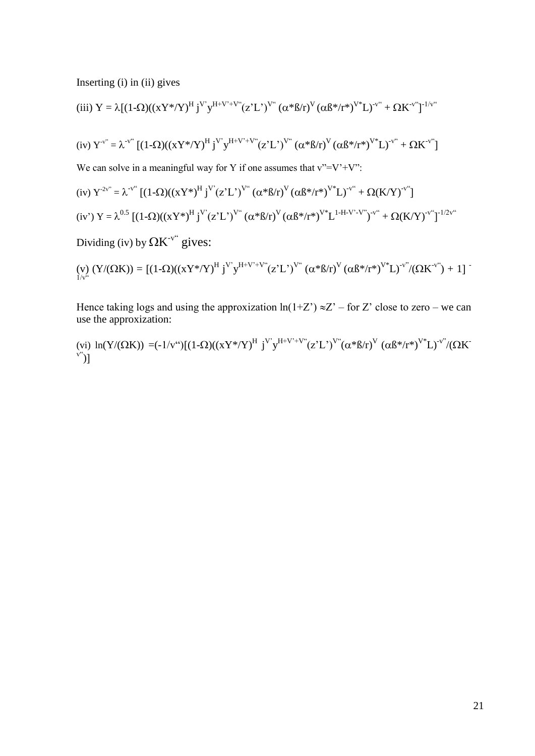Inserting (i) in (ii) gives

$$\text{(iii) } Y = \lambda[(1-\Omega)((xY^*/Y)^{H} j^{V'} y^{H+V'+V''}(z'L')^{V''} (\alpha^*ß/r)^{V} (\alpha ß^*/r^*)^{V^*}L)^{-v''} + \Omega K^{-v''}]^{-1/v''}$$

$$\text{(iv) } Y^{-v''} = \lambda^{-v''} [(1-\Omega)((xY^*/Y)^{H} j^{V'} y^{H+V'+V''}(z'L')^{V''} (\alpha^*ß/r)^{V} (\alpha ß^*/r^*)^{V^*}L)^{-v''} + \Omega K^{-v''}]$$

We can solve in a meaningful way for Y if one assumes that v"=V'+V":

$$\text{(iv) } Y^{-2v''} = \lambda^{-v''} [(1-\Omega)((xY^*)^{H} j^{V'}(z'L')^{V''} (\alpha^*ß/r)^{V} (\alpha ß^*/r^*)^{V^*}L)^{-v''} + \Omega(K/Y)^{-v''}]$$

$$\text{(iv') } Y = \lambda^{0.5} [(1-\Omega)((xY^*)^{H} j^{V'}(z'L')^{V''} (\alpha^*ß/r)^{V} (\alpha ß^*/r^*)^{V^*}L^{1-H-V'-V''})^{-v''} + \Omega(K/Y)^{-v''}]^{-1/2v''}$$

Dividing (iv) by $\Omega K^{-v''}$ gives:

$$\text{(v) } (Y/(\Omega K)) = [(1-\Omega)((xY^*/Y)^{H} j^{V'} y^{H+V'+V''}(z'L')^{V''} (\alpha^*ß/r)^{V} (\alpha ß^*/r^*)^{V^*}L)^{-v''}/(\Omega K^{-v''}) + 1]^{-1/v''}$$

Hence taking logs and using the approxization $\ln(1+Z') \approx Z'$ – for Z' close to zero – we can use the approxization:

$$\text{(vi) } \ln(Y/(\Omega K)) = (-1/v'')[(1-\Omega)((xY^*/Y)^{H} j^{V'} y^{H+V'+V''}(z'L')^{V''}(\alpha^*ß/r)^{V} (\alpha ß^*/r^*)^{V^*}L)^{-v''}/(\Omega K^{-v''})]$$